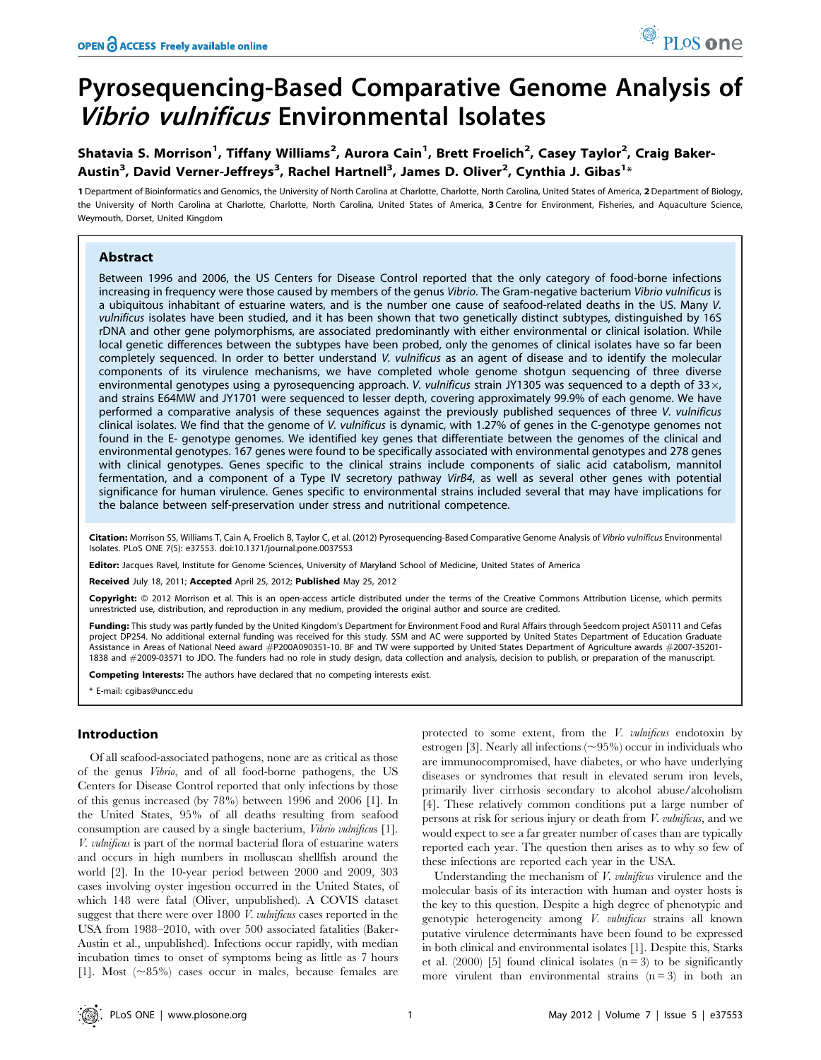# Pyrosequencing-Based Comparative Genome Analysis of *Vibrio vulnificus* Environmental Isolates

**Shatavia S. Morrison[1], Tiffany Williams[2], Aurora Cain[1], Brett Froelich[2], Casey Taylor[2], Craig Baker-Austin[3], David Verner-Jeffreys[3], Rachel Hartnell[3], James D. Oliver[2], Cynthia J. Gibas[1]***

**1** Department of Bioinformatics and Genomics, the University of North Carolina at Charlotte, Charlotte, North Carolina, United States of America, **2** Department of Biology, the University of North Carolina at Charlotte, Charlotte, North Carolina, United States of America, **3** Centre for Environment, Fisheries, and Aquaculture Science, Weymouth, Dorset, United Kingdom

## Abstract

Between 1996 and 2006, the US Centers for Disease Control reported that the only category of food-borne infections increasing in frequency were those caused by members of the genus *Vibrio*. The Gram-negative bacterium *Vibrio vulnificus* is a ubiquitous inhabitant of estuarine waters, and is the number one cause of seafood-related deaths in the US. Many *V. vulnificus* isolates have been studied, and it has been shown that two genetically distinct subtypes, distinguished by 16S rDNA and other gene polymorphisms, are associated predominantly with either environmental or clinical isolation. While local genetic differences between the subtypes have been probed, only the genomes of clinical isolates have so far been completely sequenced. In order to better understand *V. vulnificus* as an agent of disease and to identify the molecular components of its virulence mechanisms, we have completed whole genome shotgun sequencing of three diverse environmental genotypes using a pyrosequencing approach. *V. vulnificus* strain JY1305 was sequenced to a depth of 33×, and strains E64MW and JY1701 were sequenced to lesser depth, covering approximately 99.9% of each genome. We have performed a comparative analysis of these sequences against the previously published sequences of three *V. vulnificus* clinical isolates. We find that the genome of *V. vulnificus* is dynamic, with 1.27% of genes in the C-genotype genomes not found in the E- genotype genomes. We identified key genes that differentiate between the genomes of the clinical and environmental genotypes. 167 genes were found to be specifically associated with environmental genotypes and 278 genes with clinical genotypes. Genes specific to the clinical strains include components of sialic acid catabolism, mannitol fermentation, and a component of a Type IV secretory pathway *VirB4*, as well as several other genes with potential significance for human virulence. Genes specific to environmental strains included several that may have implications for the balance between self-preservation under stress and nutritional competence.

**Citation:** Morrison SS, Williams T, Cain A, Froelich B, Taylor C, et al. (2012) Pyrosequencing-Based Comparative Genome Analysis of *Vibrio vulnificus* Environmental Isolates. PLoS ONE 7(5): e37553. doi:10.1371/journal.pone.0037553

**Editor:** Jacques Ravel, Institute for Genome Sciences, University of Maryland School of Medicine, United States of America

**Received** July 18, 2011; **Accepted** April 25, 2012; **Published** May 25, 2012

**Copyright:** © 2012 Morrison et al. This is an open-access article distributed under the terms of the Creative Commons Attribution License, which permits unrestricted use, distribution, and reproduction in any medium, provided the original author and source are credited.

**Funding:** This study was partly funded by the United Kingdom's Department for Environment Food and Rural Affairs through Seedcorn project AS0111 and Cefas project DP254. No additional external funding was received for this study. SSM and AC were supported by United States Department of Education Graduate Assistance in Areas of National Need award #P200A090351-10. BF and TW were supported by United States Department of Agriculture awards #2007-35201-1838 and #2009-03571 to JDO. The funders had no role in study design, data collection and analysis, decision to publish, or preparation of the manuscript.

**Competing Interests:** The authors have declared that no competing interests exist.

\* E-mail: cgibas@uncc.edu

## Introduction

Of all seafood-associated pathogens, none are as critical as those of the genus *Vibrio*, and of all food-borne pathogens, the US Centers for Disease Control reported that only infections by those of this genus increased (by 78%) between 1996 and 2006 [1]. In the United States, 95% of all deaths resulting from seafood consumption are caused by a single bacterium, *Vibrio vulnificus* [1]. *V. vulnificus* is part of the normal bacterial flora of estuarine waters and occurs in high numbers in molluscan shellfish around the world [2]. In the 10-year period between 2000 and 2009, 303 cases involving oyster ingestion occurred in the United States, of which 148 were fatal (Oliver, unpublished). A COVIS dataset suggest that there were over 1800 *V. vulnificus* cases reported in the USA from 1988–2010, with over 500 associated fatalities (Baker-Austin et al., unpublished). Infections occur rapidly, with median incubation times to onset of symptoms being as little as 7 hours [1]. Most (~85%) cases occur in males, because females are protected to some extent, from the *V. vulnificus* endotoxin by estrogen [3]. Nearly all infections (~95%) occur in individuals who are immunocompromised, have diabetes, or who have underlying diseases or syndromes that result in elevated serum iron levels, primarily liver cirrhosis secondary to alcohol abuse/alcoholism [4]. These relatively common conditions put a large number of persons at risk for serious injury or death from *V. vulnificus*, and we would expect to see a far greater number of cases than are typically reported each year. The question then arises as to why so few of these infections are reported each year in the USA.

Understanding the mechanism of *V. vulnificus* virulence and the molecular basis of its interaction with human and oyster hosts is the key to this question. Despite a high degree of phenotypic and genotypic heterogeneity among *V. vulnificus* strains all known putative virulence determinants have been found to be expressed in both clinical and environmental isolates [1]. Despite this, Starks et al. (2000) [5] found clinical isolates (n = 3) to be significantly more virulent than environmental strains (n = 3) in both an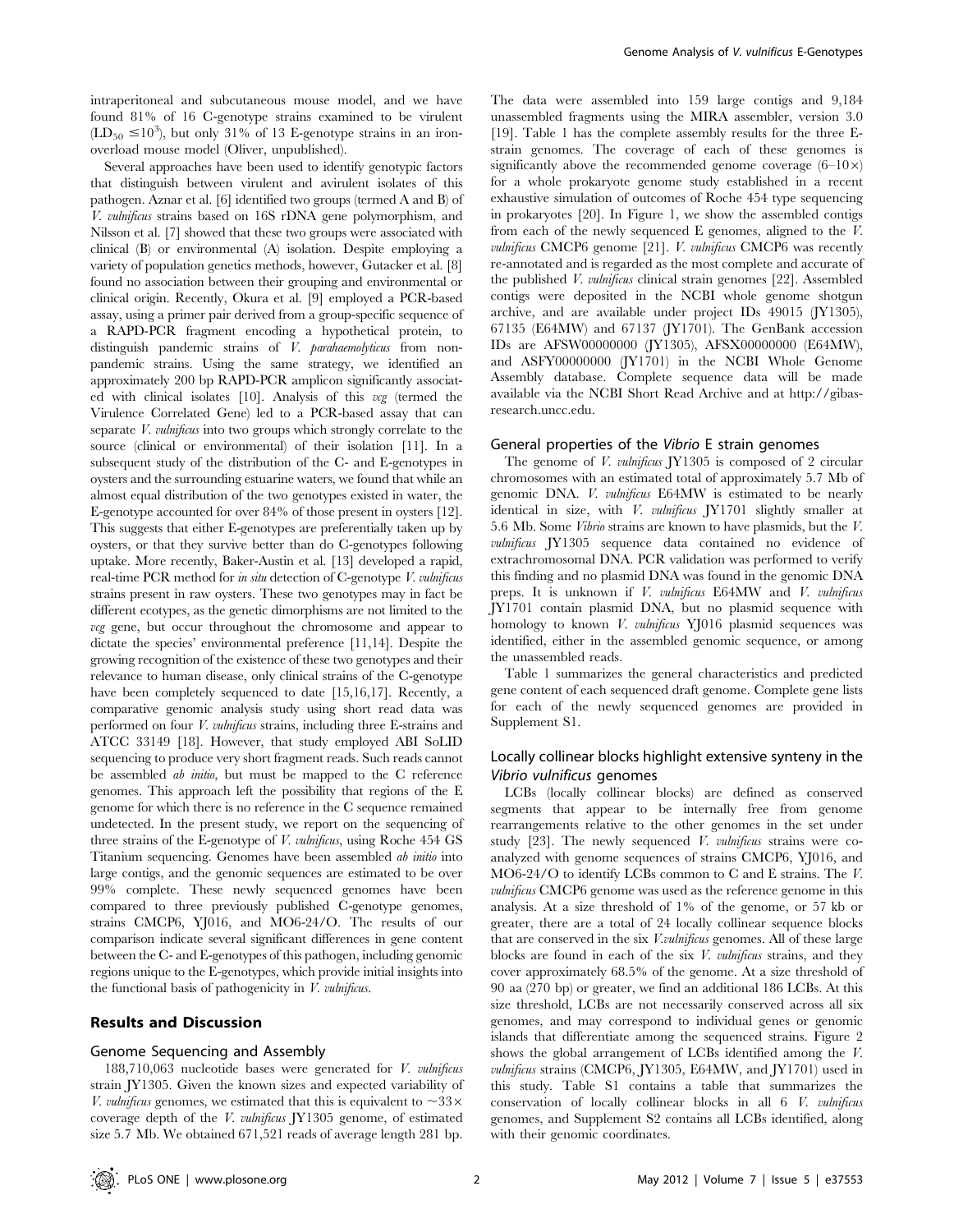intraperitoneal and subcutaneous mouse model, and we have found 81% of 16 C-genotype strains examined to be virulent ($LD_{50} \leq 10^3$), but only 31% of 13 E-genotype strains in an iron-overload mouse model (Oliver, unpublished).

Several approaches have been used to identify genotypic factors that distinguish between virulent and avirulent isolates of this pathogen. Aznar et al. [6] identified two groups (termed A and B) of *V. vulnificus* strains based on 16S rDNA gene polymorphism, and Nilsson et al. [7] showed that these two groups were associated with clinical (B) or environmental (A) isolation. Despite employing a variety of population genetics methods, however, Gutacker et al. [8] found no association between their grouping and environmental or clinical origin. Recently, Okura et al. [9] employed a PCR-based assay, using a primer pair derived from a group-specific sequence of a RAPD-PCR fragment encoding a hypothetical protein, to distinguish pandemic strains of *V. parahaemolyticus* from non-pandemic strains. Using the same strategy, we identified an approximately 200 bp RAPD-PCR amplicon significantly associated with clinical isolates [10]. Analysis of this *vcg* (termed the Virulence Correlated Gene) led to a PCR-based assay that can separate *V. vulnificus* into two groups which strongly correlate to the source (clinical or environmental) of their isolation [11]. In a subsequent study of the distribution of the C- and E-genotypes in oysters and the surrounding estuarine waters, we found that while an almost equal distribution of the two genotypes existed in water, the E-genotype accounted for over 84% of those present in oysters [12]. This suggests that either E-genotypes are preferentially taken up by oysters, or that they survive better than do C-genotypes following uptake. More recently, Baker-Austin et al. [13] developed a rapid, real-time PCR method for *in situ* detection of C-genotype *V. vulnificus* strains present in raw oysters. These two genotypes may in fact be different ecotypes, as the genetic dimorphisms are not limited to the *vcg* gene, but occur throughout the chromosome and appear to dictate the species' environmental preference [11,14]. Despite the growing recognition of the existence of these two genotypes and their relevance to human disease, only clinical strains of the C-genotype have been completely sequenced to date [15,16,17]. Recently, a comparative genomic analysis study using short read data was performed on four *V. vulnificus* strains, including three E-strains and ATCC 33149 [18]. However, that study employed ABI SoLID sequencing to produce very short fragment reads. Such reads cannot be assembled *ab initio*, but must be mapped to the C reference genomes. This approach left the possibility that regions of the E genome for which there is no reference in the C sequence remained undetected. In the present study, we report on the sequencing of three strains of the E-genotype of *V. vulnificus*, using Roche 454 GS Titanium sequencing. Genomes have been assembled *ab initio* into large contigs, and the genomic sequences are estimated to be over 99% complete. These newly sequenced genomes have been compared to three previously published C-genotype genomes, strains CMCP6, YJ016, and MO6-24/O. The results of our comparison indicate several significant differences in gene content between the C- and E-genotypes of this pathogen, including genomic regions unique to the E-genotypes, which provide initial insights into the functional basis of pathogenicity in *V. vulnificus*.

## Results and Discussion

### Genome Sequencing and Assembly

188,710,063 nucleotide bases were generated for *V. vulnificus* strain JY1305. Given the known sizes and expected variability of *V. vulnificus* genomes, we estimated that this is equivalent to ~33× coverage depth of the *V. vulnificus* JY1305 genome, of estimated size 5.7 Mb. We obtained 671,521 reads of average length 281 bp. The data were assembled into 159 large contigs and 9,184 unassembled fragments using the MIRA assembler, version 3.0 [19]. Table 1 has the complete assembly results for the three E-strain genomes. The coverage of each of these genomes is significantly above the recommended genome coverage (6–10×) for a whole prokaryote genome study established in a recent exhaustive simulation of outcomes of Roche 454 type sequencing in prokaryotes [20]. In Figure 1, we show the assembled contigs from each of the newly sequenced E genomes, aligned to the *V. vulnificus* CMCP6 genome [21]. *V. vulnificus* CMCP6 was recently re-annotated and is regarded as the most complete and accurate of the published *V. vulnificus* clinical strain genomes [22]. Assembled contigs were deposited in the NCBI whole genome shotgun archive, and are available under project IDs 49015 (JY1305), 67135 (E64MW) and 67137 (JY1701). The GenBank accession IDs are AFSW00000000 (JY1305), AFSX00000000 (E64MW), and ASFY00000000 (JY1701) in the NCBI Whole Genome Assembly database. Complete sequence data will be made available via the NCBI Short Read Archive and at http://gibas-research.uncc.edu.

### General properties of the *Vibrio* E strain genomes

The genome of *V. vulnificus* JY1305 is composed of 2 circular chromosomes with an estimated total of approximately 5.7 Mb of genomic DNA. *V. vulnificus* E64MW is estimated to be nearly identical in size, with *V. vulnificus* JY1701 slightly smaller at 5.6 Mb. Some *Vibrio* strains are known to have plasmids, but the *V. vulnificus* JY1305 sequence data contained no evidence of extrachromosomal DNA. PCR validation was performed to verify this finding and no plasmid DNA was found in the genomic DNA preps. It is unknown if *V. vulnificus* E64MW and *V. vulnificus* JY1701 contain plasmid DNA, but no plasmid sequence with homology to known *V. vulnificus* YJ016 plasmid sequences was identified, either in the assembled genomic sequence, or among the unassembled reads.

Table 1 summarizes the general characteristics and predicted gene content of each sequenced draft genome. Complete gene lists for each of the newly sequenced genomes are provided in Supplement S1.

### Locally collinear blocks highlight extensive synteny in the *Vibrio vulnificus* genomes

LCBs (locally collinear blocks) are defined as conserved segments that appear to be internally free from genome rearrangements relative to the other genomes in the set under study [23]. The newly sequenced *V. vulnificus* strains were co-analyzed with genome sequences of strains CMCP6, YJ016, and MO6-24/O to identify LCBs common to C and E strains. The *V. vulnificus* CMCP6 genome was used as the reference genome in this analysis. At a size threshold of 1% of the genome, or 57 kb or greater, there are a total of 24 locally collinear sequence blocks that are conserved in the six *V.vulnificus* genomes. All of these large blocks are found in each of the six *V. vulnificus* strains, and they cover approximately 68.5% of the genome. At a size threshold of 90 aa (270 bp) or greater, we find an additional 186 LCBs. At this size threshold, LCBs are not necessarily conserved across all six genomes, and may correspond to individual genes or genomic islands that differentiate among the sequenced strains. Figure 2 shows the global arrangement of LCBs identified among the *V. vulnificus* strains (CMCP6, JY1305, E64MW, and JY1701) used in this study. Table S1 contains a table that summarizes the conservation of locally collinear blocks in all 6 *V. vulnificus* genomes, and Supplement S2 contains all LCBs identified, along with their genomic coordinates.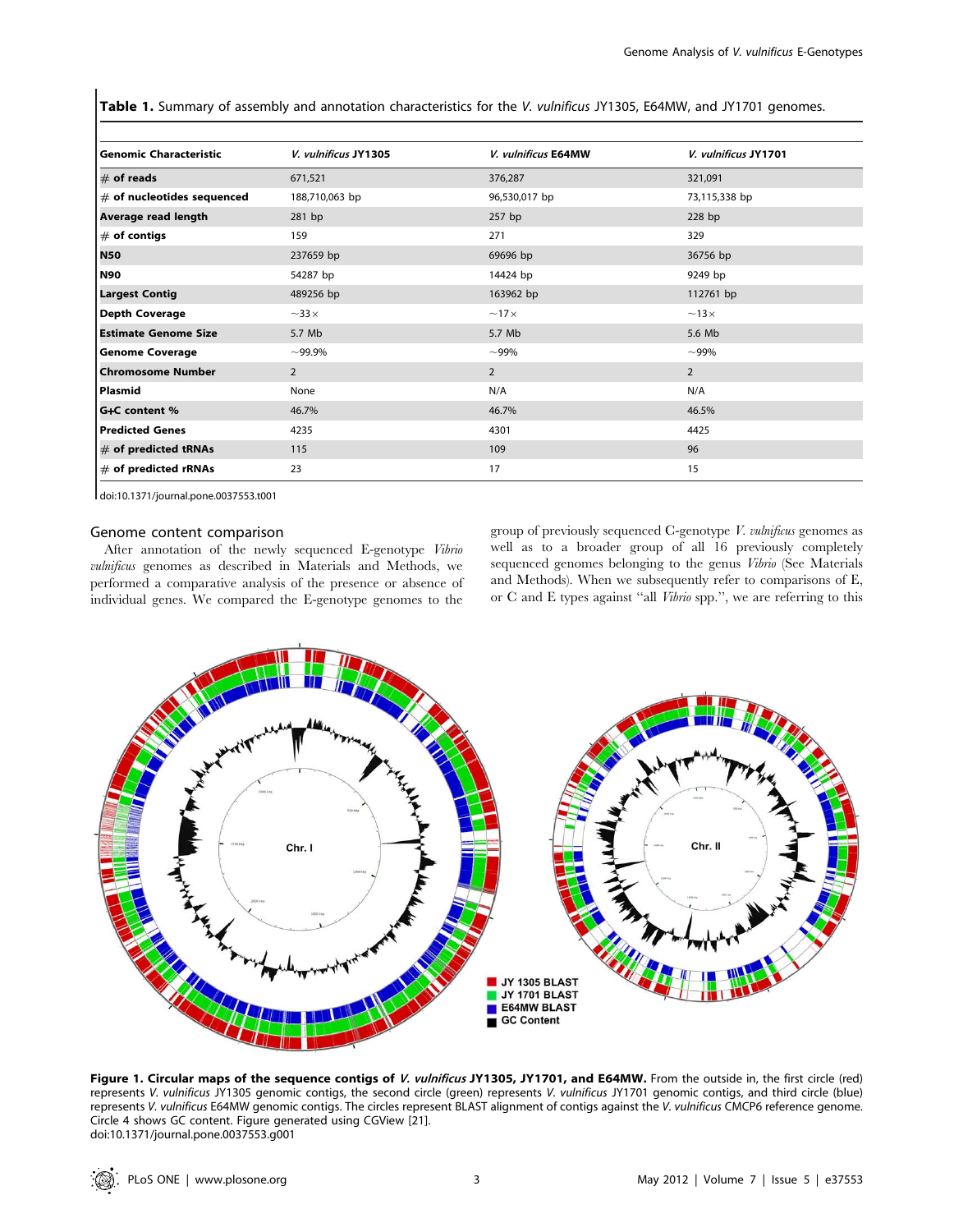**Table 1.** Summary of assembly and annotation characteristics for the *V. vulnificus* JY1305, E64MW, and JY1701 genomes.

| Genomic Characteristic | *V. vulnificus* JY1305 | *V. vulnificus* E64MW | *V. vulnificus* JY1701 |
|---|---|---|---|
| # of reads | 671,521 | 376,287 | 321,091 |
| # of nucleotides sequenced | 188,710,063 bp | 96,530,017 bp | 73,115,338 bp |
| Average read length | 281 bp | 257 bp | 228 bp |
| # of contigs | 159 | 271 | 329 |
| N50 | 237659 bp | 69696 bp | 36756 bp |
| N90 | 54287 bp | 14424 bp | 9249 bp |
| Largest Contig | 489256 bp | 163962 bp | 112761 bp |
| Depth Coverage | ~33× | ~17× | ~13× |
| Estimate Genome Size | 5.7 Mb | 5.7 Mb | 5.6 Mb |
| Genome Coverage | ~99.9% | ~99% | ~99% |
| Chromosome Number | 2 | 2 | 2 |
| Plasmid | None | N/A | N/A |
| G+C content % | 46.7% | 46.7% | 46.5% |
| Predicted Genes | 4235 | 4301 | 4425 |
| # of predicted tRNAs | 115 | 109 | 96 |
| # of predicted rRNAs | 23 | 17 | 15 |

doi:10.1371/journal.pone.0037553.t001

## Genome content comparison

After annotation of the newly sequenced E-genotype *Vibrio vulnificus* genomes as described in Materials and Methods, we performed a comparative analysis of the presence or absence of individual genes. We compared the E-genotype genomes to the group of previously sequenced C-genotype *V. vulnificus* genomes as well as to a broader group of all 16 previously completely sequenced genomes belonging to the genus *Vibrio* (See Materials and Methods). When we subsequently refer to comparisons of E, or C and E types against "all *Vibrio* spp.", we are referring to this

**Figure 1. Circular maps of the sequence contigs of *V. vulnificus* JY1305, JY1701, and E64MW.** From the outside in, the first circle (red) represents *V. vulnificus* JY1305 genomic contigs, the second circle (green) represents *V. vulnificus* JY1701 genomic contigs, and third circle (blue) represents *V. vulnificus* E64MW genomic contigs. The circles represent BLAST alignment of contigs against the *V. vulnificus* CMCP6 reference genome. Circle 4 shows GC content. Figure generated using CGView [21].
doi:10.1371/journal.pone.0037553.g001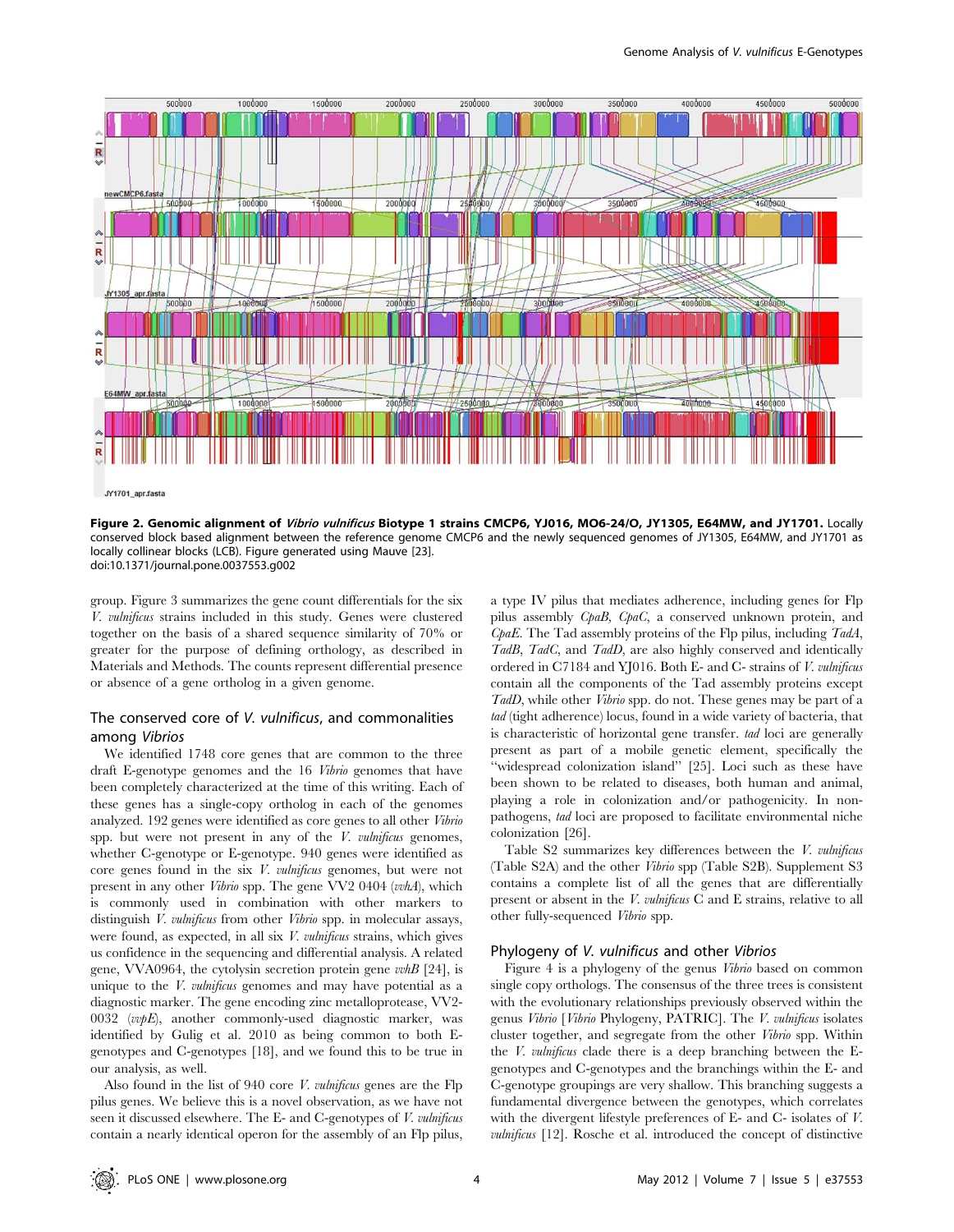**Figure 2. Genomic alignment of *Vibrio vulnificus* Biotype 1 strains CMCP6, YJ016, MO6-24/O, JY1305, E64MW, and JY1701.** Locally conserved block based alignment between the reference genome CMCP6 and the newly sequenced genomes of JY1305, E64MW, and JY1701 as locally collinear blocks (LCB). Figure generated using Mauve [23].
doi:10.1371/journal.pone.0037553.g002

group. Figure 3 summarizes the gene count differentials for the six *V. vulnificus* strains included in this study. Genes were clustered together on the basis of a shared sequence similarity of 70% or greater for the purpose of defining orthology, as described in Materials and Methods. The counts represent differential presence or absence of a gene ortholog in a given genome.

### The conserved core of *V. vulnificus*, and commonalities among *Vibrios*

We identified 1748 core genes that are common to the three draft E-genotype genomes and the 16 *Vibrio* genomes that have been completely characterized at the time of this writing. Each of these genes has a single-copy ortholog in each of the genomes analyzed. 192 genes were identified as core genes to all other *Vibrio* spp. but were not present in any of the *V. vulnificus* genomes, whether C-genotype or E-genotype. 940 genes were identified as core genes found in the six *V. vulnificus* genomes, but were not present in any other *Vibrio* spp. The gene VV2 0404 (*vvhA*), which is commonly used in combination with other markers to distinguish *V. vulnificus* from other *Vibrio* spp. in molecular assays, were found, as expected, in all six *V. vulnificus* strains, which gives us confidence in the sequencing and differential analysis. A related gene, VVA0964, the cytolysin secretion protein gene *vvhB* [24], is unique to the *V. vulnificus* genomes and may have potential as a diagnostic marker. The gene encoding zinc metalloprotease, VV2-0032 (*vvpE*), another commonly-used diagnostic marker, was identified by Gulig et al. 2010 as being common to both E-genotypes and C-genotypes [18], and we found this to be true in our analysis, as well.

Also found in the list of 940 core *V. vulnificus* genes are the Flp pilus genes. We believe this is a novel observation, as we have not seen it discussed elsewhere. The E- and C-genotypes of *V. vulnificus* contain a nearly identical operon for the assembly of an Flp pilus, a type IV pilus that mediates adherence, including genes for Flp pilus assembly *CpaB*, *CpaC*, a conserved unknown protein, and *CpaE*. The Tad assembly proteins of the Flp pilus, including *TadA*, *TadB*, *TadC*, and *TadD*, are also highly conserved and identically ordered in C7184 and YJ016. Both E- and C- strains of *V. vulnificus* contain all the components of the Tad assembly proteins except *TadD*, while other *Vibrio* spp. do not. These genes may be part of a *tad* (tight adherence) locus, found in a wide variety of bacteria, that is characteristic of horizontal gene transfer. *tad* loci are generally present as part of a mobile genetic element, specifically the "widespread colonization island" [25]. Loci such as these have been shown to be related to diseases, both human and animal, playing a role in colonization and/or pathogenicity. In non-pathogens, *tad* loci are proposed to facilitate environmental niche colonization [26].

Table S2 summarizes key differences between the *V. vulnificus* (Table S2A) and the other *Vibrio* spp (Table S2B). Supplement S3 contains a complete list of all the genes that are differentially present or absent in the *V. vulnificus* C and E strains, relative to all other fully-sequenced *Vibrio* spp.

### Phylogeny of *V. vulnificus* and other *Vibrios*

Figure 4 is a phylogeny of the genus *Vibrio* based on common single copy orthologs. The consensus of the three trees is consistent with the evolutionary relationships previously observed within the genus *Vibrio* [*Vibrio* Phylogeny, PATRIC]. The *V. vulnificus* isolates cluster together, and segregate from the other *Vibrio* spp. Within the *V. vulnificus* clade there is a deep branching between the E-genotypes and C-genotypes and the branchings within the E- and C-genotype groupings are very shallow. This branching suggests a fundamental divergence between the genotypes, which correlates with the divergent lifestyle preferences of E- and C- isolates of *V. vulnificus* [12]. Rosche et al. introduced the concept of distinctive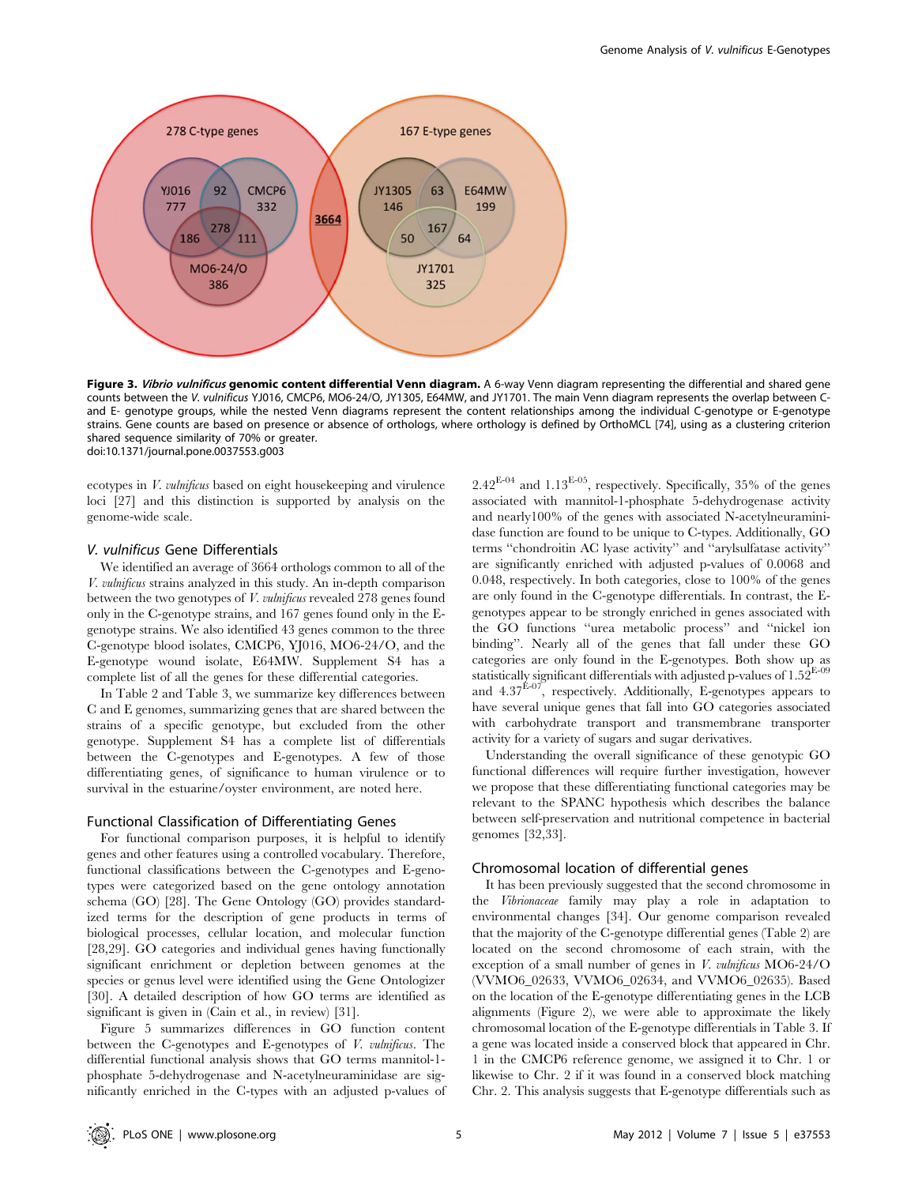**Figure 3. *Vibrio vulnificus* genomic content differential Venn diagram.** A 6-way Venn diagram representing the differential and shared gene counts between the *V. vulnificus* YJ016, CMCP6, MO6-24/O, JY1305, E64MW, and JY1701. The main Venn diagram represents the overlap between C- and E- genotype groups, while the nested Venn diagrams represent the content relationships among the individual C-genotype or E-genotype strains. Gene counts are based on presence or absence of orthologs, where orthology is defined by OrthoMCL [74], using as a clustering criterion shared sequence similarity of 70% or greater.
doi:10.1371/journal.pone.0037553.g003

ecotypes in *V. vulnificus* based on eight housekeeping and virulence loci [27] and this distinction is supported by analysis on the genome-wide scale.

### *V. vulnificus* Gene Differentials

We identified an average of 3664 orthologs common to all of the *V. vulnificus* strains analyzed in this study. An in-depth comparison between the two genotypes of *V. vulnificus* revealed 278 genes found only in the C-genotype strains, and 167 genes found only in the E-genotype strains. We also identified 43 genes common to the three C-genotype blood isolates, CMCP6, YJ016, MO6-24/O, and the E-genotype wound isolate, E64MW. Supplement S4 has a complete list of all the genes for these differential categories.

In Table 2 and Table 3, we summarize key differences between C and E genomes, summarizing genes that are shared between the strains of a specific genotype, but excluded from the other genotype. Supplement S4 has a complete list of differentials between the C-genotypes and E-genotypes. A few of those differentiating genes, of significance to human virulence or to survival in the estuarine/oyster environment, are noted here.

### Functional Classification of Differentiating Genes

For functional comparison purposes, it is helpful to identify genes and other features using a controlled vocabulary. Therefore, functional classifications between the C-genotypes and E-genotypes were categorized based on the gene ontology annotation schema (GO) [28]. The Gene Ontology (GO) provides standardized terms for the description of gene products in terms of biological processes, cellular location, and molecular function [28,29]. GO categories and individual genes having functionally significant enrichment or depletion between genomes at the species or genus level were identified using the Gene Ontologizer [30]. A detailed description of how GO terms are identified as significant is given in (Cain et al., in review) [31].

Figure 5 summarizes differences in GO function content between the C-genotypes and E-genotypes of *V. vulnificus*. The differential functional analysis shows that GO terms mannitol-1-phosphate 5-dehydrogenase and N-acetylneuraminidase are significantly enriched in the C-types with an adjusted p-values of $2.42^{E-04}$ and $1.13^{E-05}$, respectively. Specifically, 35% of the genes associated with mannitol-1-phosphate 5-dehydrogenase activity and nearly100% of the genes with associated N-acetylneuraminidase function are found to be unique to C-types. Additionally, GO terms "chondroitin AC lyase activity" and "arylsulfatase activity" are significantly enriched with adjusted p-values of 0.0068 and 0.048, respectively. In both categories, close to 100% of the genes are only found in the C-genotype differentials. In contrast, the E-genotypes appear to be strongly enriched in genes associated with the GO functions "urea metabolic process" and "nickel ion binding". Nearly all of the genes that fall under these GO categories are only found in the E-genotypes. Both show up as statistically significant differentials with adjusted p-values of $1.52^{E-09}$ and $4.37^{E-07}$, respectively. Additionally, E-genotypes appears to have several unique genes that fall into GO categories associated with carbohydrate transport and transmembrane transporter activity for a variety of sugars and sugar derivatives.

Understanding the overall significance of these genotypic GO functional differences will require further investigation, however we propose that these differentiating functional categories may be relevant to the SPANC hypothesis which describes the balance between self-preservation and nutritional competence in bacterial genomes [32,33].

### Chromosomal location of differential genes

It has been previously suggested that the second chromosome in the *Vibrionaceae* family may play a role in adaptation to environmental changes [34]. Our genome comparison revealed that the majority of the C-genotype differential genes (Table 2) are located on the second chromosome of each strain, with the exception of a small number of genes in *V. vulnificus* MO6-24/O (VVMO6_02633, VVMO6_02634, and VVMO6_02635). Based on the location of the E-genotype differentiating genes in the LCB alignments (Figure 2), we were able to approximate the likely chromosomal location of the E-genotype differentials in Table 3. If a gene was located inside a conserved block that appeared in Chr. 1 in the CMCP6 reference genome, we assigned it to Chr. 1 or likewise to Chr. 2 if it was found in a conserved block matching Chr. 2. This analysis suggests that E-genotype differentials such as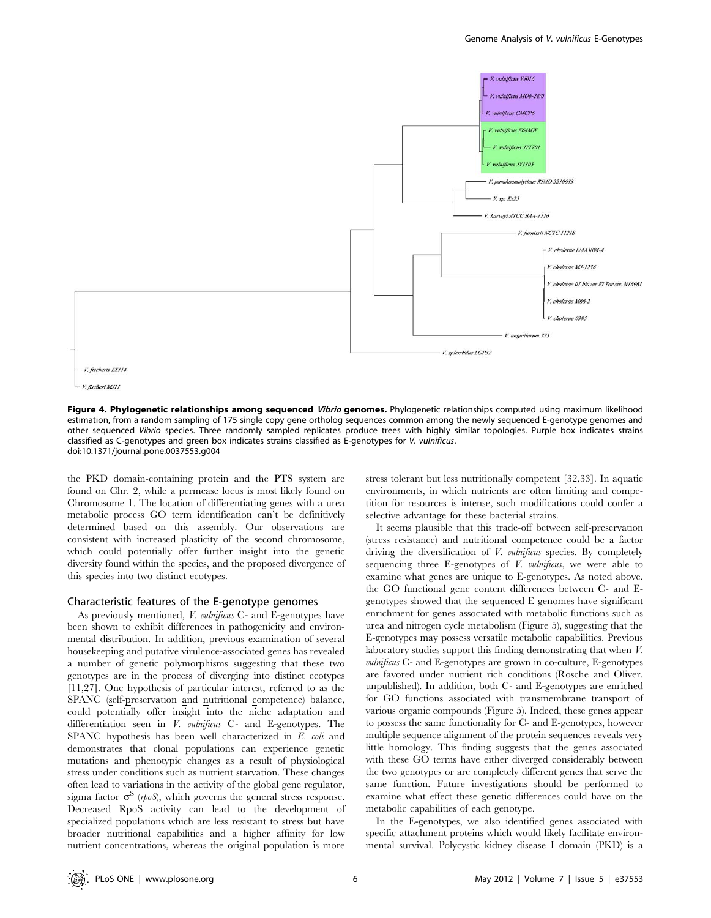**Figure 4. Phylogenetic relationships among sequenced *Vibrio* genomes.** Phylogenetic relationships computed using maximum likelihood estimation, from a random sampling of 175 single copy gene ortholog sequences common among the newly sequenced E-genotype genomes and other sequenced *Vibrio* species. Three randomly sampled replicates produce trees with highly similar topologies. Purple box indicates strains classified as C-genotypes and green box indicates strains classified as E-genotypes for *V. vulnificus*.
doi:10.1371/journal.pone.0037553.g004

the PKD domain-containing protein and the PTS system are found on Chr. 2, while a permease locus is most likely found on Chromosome 1. The location of differentiating genes with a urea metabolic process GO term identification can't be definitively determined based on this assembly. Our observations are consistent with increased plasticity of the second chromosome, which could potentially offer further insight into the genetic diversity found within the species, and the proposed divergence of this species into two distinct ecotypes.

## Characteristic features of the E-genotype genomes

As previously mentioned, *V. vulnificus* C- and E-genotypes have been shown to exhibit differences in pathogenicity and environmental distribution. In addition, previous examination of several housekeeping and putative virulence-associated genes has revealed a number of genetic polymorphisms suggesting that these two genotypes are in the process of diverging into distinct ecotypes [11,27]. One hypothesis of particular interest, referred to as the SPANC (self-preservation and nutritional competence) balance, could potentially offer insight into the niche adaptation and differentiation seen in *V. vulnificus* C- and E-genotypes. The SPANC hypothesis has been well characterized in *E. coli* and demonstrates that clonal populations can experience genetic mutations and phenotypic changes as a result of physiological stress under conditions such as nutrient starvation. These changes often lead to variations in the activity of the global gene regulator, sigma factor $\sigma^S$ (*rpoS*), which governs the general stress response. Decreased RpoS activity can lead to the development of specialized populations which are less resistant to stress but have broader nutritional capabilities and a higher affinity for low nutrient concentrations, whereas the original population is more stress tolerant but less nutritionally competent [32,33]. In aquatic environments, in which nutrients are often limiting and competition for resources is intense, such modifications could confer a selective advantage for these bacterial strains.

It seems plausible that this trade-off between self-preservation (stress resistance) and nutritional competence could be a factor driving the diversification of *V. vulnificus* species. By completely sequencing three E-genotypes of *V. vulnificus*, we were able to examine what genes are unique to E-genotypes. As noted above, the GO functional gene content differences between C- and E-genotypes showed that the sequenced E genomes have significant enrichment for genes associated with metabolic functions such as urea and nitrogen cycle metabolism (Figure 5), suggesting that the E-genotypes may possess more versatile metabolic capabilities. Previous laboratory studies support this finding demonstrating that when *V. vulnificus* C- and E-genotypes are grown in co-culture, E-genotypes are favored under nutrient rich conditions (Rosche and Oliver, unpublished). In addition, both C- and E-genotypes are enriched for GO functions associated with transmembrane transport of various organic compounds (Figure 5). Indeed, these genes appear to possess the same functionality for C- and E-genotypes, however multiple sequence alignment of the protein sequences reveals very little homology. This finding suggests that the genes associated with these GO terms have either diverged considerably between the two genotypes or are completely different genes that serve the same function. Future investigations should be performed to examine what effect these genetic differences could have on the metabolic capabilities of each genotype.

In the E-genotypes, we also identified genes associated with specific attachment proteins which would likely facilitate environmental survival. Polycystic kidney disease I domain (PKD) is a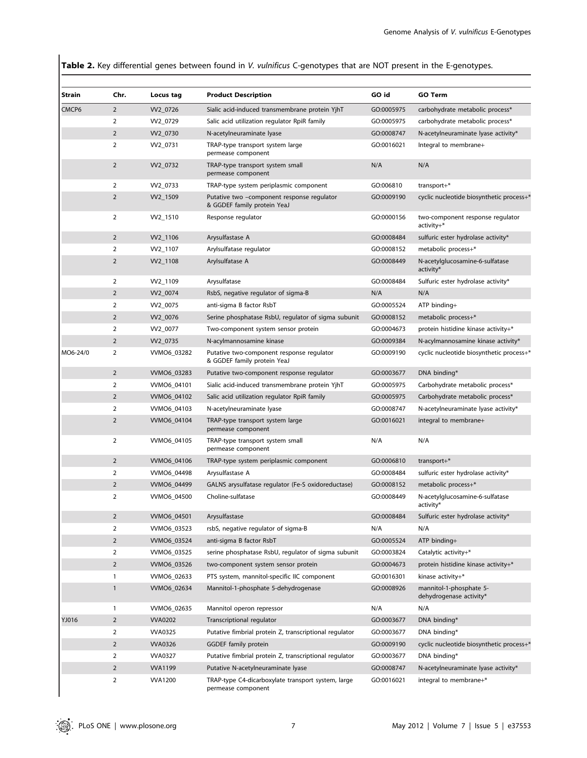**Table 2.** Key differential genes between found in *V. vulnificus* C-genotypes that are NOT present in the E-genotypes.

| Strain | Chr. | Locus tag | Product Description | GO id | GO Term |
|---|---|---|---|---|---|
| CMCP6 | 2 | VV2_0726 | Sialic acid-induced transmembrane protein YjhT | GO:0005975 | carbohydrate metabolic process* |
| | 2 | VV2_0729 | Salic acid utilization regulator RpiR family | GO:0005975 | carbohydrate metabolic process* |
| | 2 | VV2_0730 | N-acetylneuraminate lyase | GO:0008747 | N-acetylneuraminate lyase activity* |
| | 2 | VV2_0731 | TRAP-type transport system large permease component | GO:0016021 | Integral to membrane+ |
| | 2 | VV2_0732 | TRAP-type transport system small permease component | N/A | N/A |
| | 2 | VV2_0733 | TRAP-type system periplasmic component | GO:006810 | transport+* |
| | 2 | VV2_1509 | Putative two –component response regulator & GGDEF family protein YeaJ | GO:0009190 | cyclic nucleotide biosynthetic process+* |
| | 2 | VV2_1510 | Response regulator | GO:0000156 | two-component response regulator activity+* |
| | 2 | VV2_1106 | Arysulfastase A | GO:0008484 | sulfuric ester hydrolase activity* |
| | 2 | VV2_1107 | Arylsulfatase regulator | GO:0008152 | metabolic process+* |
| | 2 | VV2_1108 | Arylsulfatase A | GO:0008449 | N-acetylglucosamine-6-sulfatase activity* |
| | 2 | VV2_1109 | Arysulfatase | GO:0008484 | Sulfuric ester hydrolase activity* |
| | 2 | VV2_0074 | RsbS, negative regulator of sigma-B | N/A | N/A |
| | 2 | VV2_0075 | anti-sigma B factor RsbT | GO:0005524 | ATP binding+ |
| | 2 | VV2_0076 | Serine phosphatase RsbU, regulator of sigma subunit | GO:0008152 | metabolic process+* |
| | 2 | VV2_0077 | Two-component system sensor protein | GO:0004673 | protein histidine kinase activity+* |
| | 2 | VV2_0735 | N-acylmannosamine kinase | GO:0009384 | N-acylmannosamine kinase activity* |
| MO6-24/0 | 2 | VVMO6_03282 | Putative two-component response regulator & GGDEF family protein YeaJ | GO:0009190 | cyclic nucleotide biosynthetic process+* |
| | 2 | VVMO6_03283 | Putative two-component response regulator | GO:0003677 | DNA binding* |
| | 2 | VVMO6_04101 | Sialic acid-induced transmembrane protein YjhT | GO:0005975 | Carbohydrate metabolic process* |
| | 2 | VVMO6_04102 | Salic acid utilization regulator RpiR family | GO:0005975 | Carbohydrate metabolic process* |
| | 2 | VVMO6_04103 | N-acetylneuraminate lyase | GO:0008747 | N-acetylneuraminate lyase activity* |
| | 2 | VVMO6_04104 | TRAP-type transport system large permease component | GO:0016021 | integral to membrane+ |
| | 2 | VVMO6_04105 | TRAP-type transport system small permease component | N/A | N/A |
| | 2 | VVMO6_04106 | TRAP-type system periplasmic component | GO:0006810 | transport+* |
| | 2 | VVMO6_04498 | Arysulfastase A | GO:0008484 | sulfuric ester hydrolase activity* |
| | 2 | VVMO6_04499 | GALNS arysulfatase regulator (Fe-S oxidoreductase) | GO:0008152 | metabolic process+* |
| | 2 | VVMO6_04500 | Choline-sulfatase | GO:0008449 | N-acetylglucosamine-6-sulfatase activity* |
| | 2 | VVMO6_04501 | Arysulfastase | GO:0008484 | Sulfuric ester hydrolase activity* |
| | 2 | VVMO6_03523 | rsbS, negative regulator of sigma-B | N/A | N/A |
| | 2 | VVMO6_03524 | anti-sigma B factor RsbT | GO:0005524 | ATP binding+ |
| | 2 | VVMO6_03525 | serine phosphatase RsbU, regulator of sigma subunit | GO:0003824 | Catalytic activity+* |
| | 2 | VVMO6_03526 | two-component system sensor protein | GO:0004673 | protein histidine kinase activity+* |
| | 1 | VVMO6_02633 | PTS system, mannitol-specific IIC component | GO:0016301 | kinase activity+* |
| | 1 | VVMO6_02634 | Mannitol-1-phosphate 5-dehydrogenase | GO:0008926 | mannitol-1-phosphate 5-dehydrogenase activity* |
| | 1 | VVMO6_02635 | Mannitol operon repressor | N/A | N/A |
| YJ016 | 2 | VVA0202 | Transcriptional regulator | GO:0003677 | DNA binding* |
| | 2 | VVA0325 | Putative fimbrial protein Z, transcriptional regulator | GO:0003677 | DNA binding* |
| | 2 | VVA0326 | GGDEF family protein | GO:0009190 | cyclic nucleotide biosynthetic process+* |
| | 2 | VVA0327 | Putative fimbrial protein Z, transcriptional regulator | GO:0003677 | DNA binding* |
| | 2 | VVA1199 | Putative N-acetylneuraminate lyase | GO:0008747 | N-acetylneuraminate lyase activity* |
| | 2 | VVA1200 | TRAP-type C4-dicarboxylate transport system, large permease component | GO:0016021 | integral to membrane+* |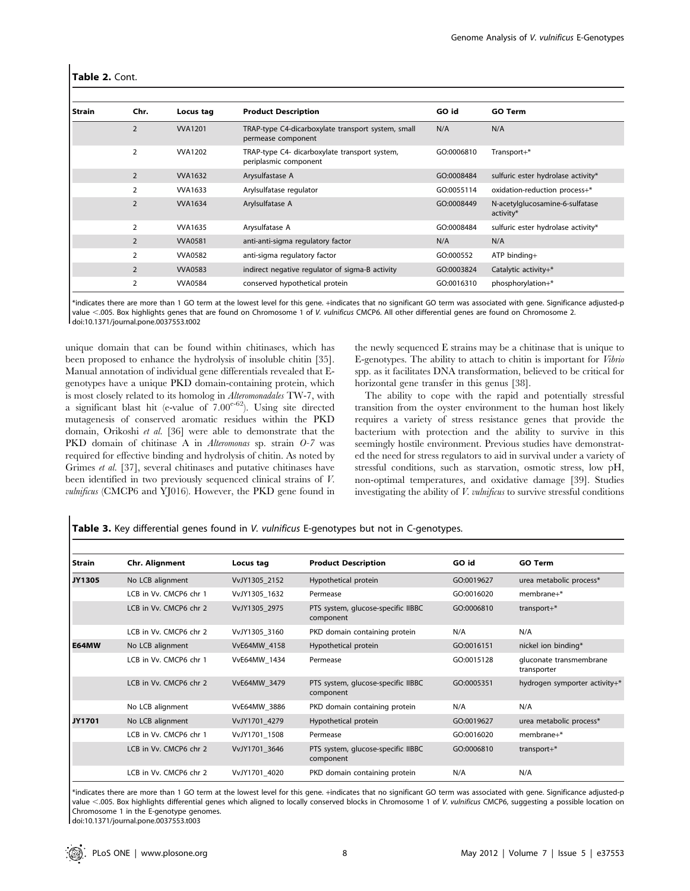**Table 2.** Cont.

| Strain | Chr. | Locus tag | Product Description | GO id | GO Term |
|---|---|---|---|---|---|
| | 2 | VVA1201 | TRAP-type C4-dicarboxylate transport system, small permease component | N/A | N/A |
| | 2 | VVA1202 | TRAP-type C4- dicarboxylate transport system, periplasmic component | GO:0006810 | Transport+* |
| | 2 | VVA1632 | Arysulfastase A | GO:0008484 | sulfuric ester hydrolase activity* |
| | 2 | VVA1633 | Arylsulfatase regulator | GO:0055114 | oxidation-reduction process+* |
| | 2 | VVA1634 | Arylsulfatase A | GO:0008449 | N-acetylglucosamine-6-sulfatase activity* |
| | 2 | VVA1635 | Arysulfatase A | GO:0008484 | sulfuric ester hydrolase activity* |
| | 2 | VVA0581 | anti-anti-sigma regulatory factor | N/A | N/A |
| | 2 | VVA0582 | anti-sigma regulatory factor | GO:000552 | ATP binding+ |
| | 2 | VVA0583 | indirect negative regulator of sigma-B activity | GO:0003824 | Catalytic activity+* |
| | 2 | VVA0584 | conserved hypothetical protein | GO:0016310 | phosphorylation+* |

*indicates there are more than 1 GO term at the lowest level for this gene. +indicates that no significant GO term was associated with gene. Significance adjusted-p value <.005. Box highlights genes that are found on Chromosome 1 of *V. vulnificus* CMCP6. All other differential genes are found on Chromosome 2.
doi:10.1371/journal.pone.0037553.t002

unique domain that can be found within chitinases, which has been proposed to enhance the hydrolysis of insoluble chitin [35]. Manual annotation of individual gene differentials revealed that E-genotypes have a unique PKD domain-containing protein, which is most closely related to its homolog in *Alteromonadales* TW-7, with a significant blast hit (e-value of $7.00^{e-62}$). Using site directed mutagenesis of conserved aromatic residues within the PKD domain, Orikoshi *et al.* [36] were able to demonstrate that the PKD domain of chitinase A in *Alteromonas* sp. strain *O-7* was required for effective binding and hydrolysis of chitin. As noted by Grimes *et al.* [37], several chitinases and putative chitinases have been identified in two previously sequenced clinical strains of *V. vulnificus* (CMCP6 and YJ016). However, the PKD gene found in the newly sequenced E strains may be a chitinase that is unique to E-genotypes. The ability to attach to chitin is important for *Vibrio* spp. as it facilitates DNA transformation, believed to be critical for horizontal gene transfer in this genus [38].

The ability to cope with the rapid and potentially stressful transition from the oyster environment to the human host likely requires a variety of stress resistance genes that provide the bacterium with protection and the ability to survive in this seemingly hostile environment. Previous studies have demonstrated the need for stress regulators to aid in survival under a variety of stressful conditions, such as starvation, osmotic stress, low pH, non-optimal temperatures, and oxidative damage [39]. Studies investigating the ability of *V. vulnificus* to survive stressful conditions

**Table 3.** Key differential genes found in *V. vulnificus* E-genotypes but not in C-genotypes.

| Strain | Chr. Alignment | Locus tag | Product Description | GO id | GO Term |
|---|---|---|---|---|---|
| **JY1305** | No LCB alignment | VvJY1305_2152 | Hypothetical protein | GO:0019627 | urea metabolic process* |
| | LCB in Vv. CMCP6 chr 1 | VvJY1305_1632 | Permease | GO:0016020 | membrane+* |
| | LCB in Vv. CMCP6 chr 2 | VvJY1305_2975 | PTS system, glucose-specific IIBBC component | GO:0006810 | transport+* |
| | LCB in Vv. CMCP6 chr 2 | VvJY1305_3160 | PKD domain containing protein | N/A | N/A |
| **E64MW** | No LCB alignment | VvE64MW_4158 | Hypothetical protein | GO:0016151 | nickel ion binding* |
| | LCB in Vv. CMCP6 chr 1 | VvE64MW_1434 | Permease | GO:0015128 | gluconate transmembrane transporter |
| | LCB in Vv. CMCP6 chr 2 | VvE64MW_3479 | PTS system, glucose-specific IIBBC component | GO:0005351 | hydrogen symporter activity+* |
| | No LCB alignment | VvE64MW_3886 | PKD domain containing protein | N/A | N/A |
| **JY1701** | No LCB alignment | VvJY1701_4279 | Hypothetical protein | GO:0019627 | urea metabolic process* |
| | LCB in Vv. CMCP6 chr 1 | VvJY1701_1508 | Permease | GO:0016020 | membrane+* |
| | LCB in Vv. CMCP6 chr 2 | VvJY1701_3646 | PTS system, glucose-specific IIBBC component | GO:0006810 | transport+* |
| | LCB in Vv. CMCP6 chr 2 | VvJY1701_4020 | PKD domain containing protein | N/A | N/A |

*indicates there are more than 1 GO term at the lowest level for this gene. +indicates that no significant GO term was associated with gene. Significance adjusted-p value <.005. Box highlights differential genes which aligned to locally conserved blocks in Chromosome 1 of *V. vulnificus* CMCP6, suggesting a possible location on Chromosome 1 in the E-genotype genomes.
doi:10.1371/journal.pone.0037553.t003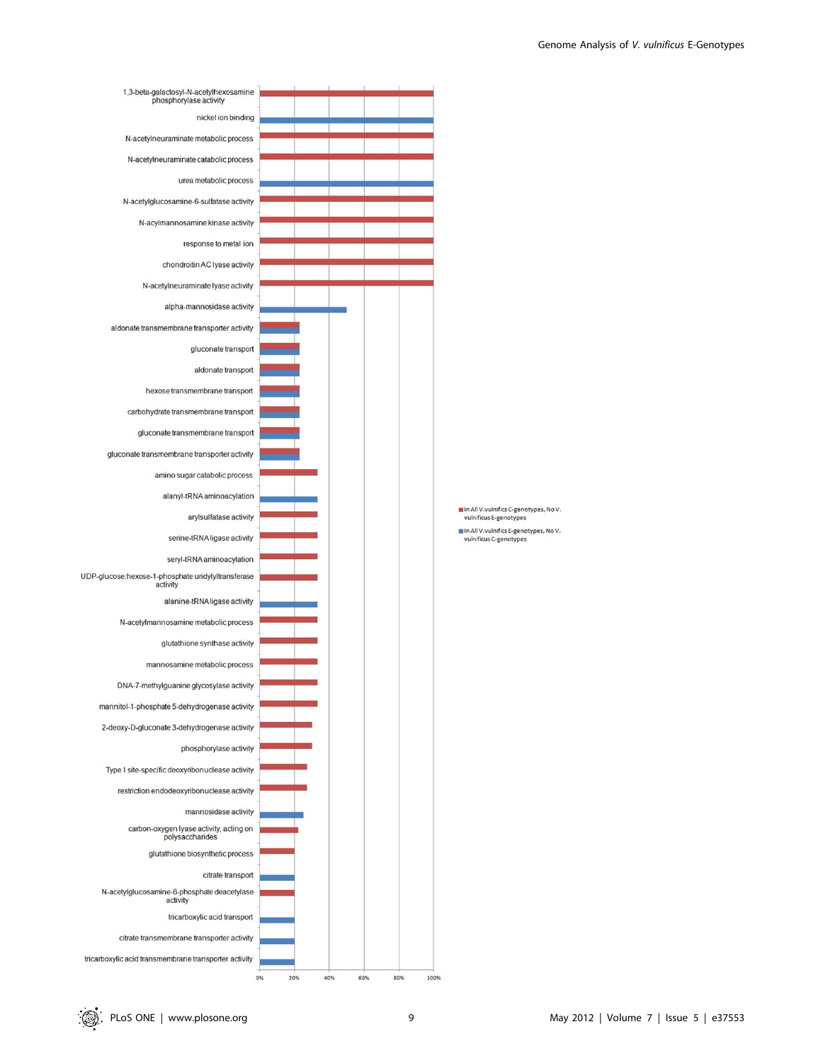| GO term | Group |
| --- | --- |
| 1,3-beta-galactosyl-N-acetylhexosamine phosphorylase activity | In All V.vulnificus C-genotypes, No V. vulnificus E-genotypes |
| nickel ion binding | In All V.vulnificus E-genotypes, No V. vulnificus C-genotypes |
| N-acetylneuraminate metabolic process | In All V.vulnificus C-genotypes, No V. vulnificus E-genotypes |
| N-acetylneuraminate catabolic process | In All V.vulnificus C-genotypes, No V. vulnificus E-genotypes |
| urea metabolic process | In All V.vulnificus E-genotypes, No V. vulnificus C-genotypes |
| N-acetylglucosamine-6-sulfatase activity | In All V.vulnificus C-genotypes, No V. vulnificus E-genotypes |
| N-acylmannosamine kinase activity | In All V.vulnificus C-genotypes, No V. vulnificus E-genotypes |
| response to metal ion | In All V.vulnificus C-genotypes, No V. vulnificus E-genotypes |
| chondroitin AC lyase activity | In All V.vulnificus C-genotypes, No V. vulnificus E-genotypes |
| N-acetylneuraminate lyase activity | In All V.vulnificus C-genotypes, No V. vulnificus E-genotypes |
| alpha-mannosidase activity | In All V.vulnificus E-genotypes, No V. vulnificus C-genotypes |
| aldonate transmembrane transporter activity | Both |
| gluconate transport | Both |
| aldonate transport | Both |
| hexose transmembrane transport | Both |
| carbohydrate transmembrane transport | Both |
| gluconate transmembrane transport | Both |
| gluconate transmembrane transporter activity | Both |
| amino sugar catabolic process | In All V.vulnificus C-genotypes, No V. vulnificus E-genotypes |
| alanyl-tRNA aminoacylation | In All V.vulnificus E-genotypes, No V. vulnificus C-genotypes |
| arylsulfatase activity | In All V.vulnificus C-genotypes, No V. vulnificus E-genotypes |
| serine-tRNA ligase activity | In All V.vulnificus C-genotypes, No V. vulnificus E-genotypes |
| seryl-tRNA aminoacylation | In All V.vulnificus C-genotypes, No V. vulnificus E-genotypes |
| UDP-glucose:hexose-1-phosphate uridylyltransferase activity | In All V.vulnificus C-genotypes, No V. vulnificus E-genotypes |
| alanine-tRNA ligase activity | In All V.vulnificus E-genotypes, No V. vulnificus C-genotypes |
| N-acetylmannosamine metabolic process | In All V.vulnificus C-genotypes, No V. vulnificus E-genotypes |
| glutathione synthase activity | In All V.vulnificus C-genotypes, No V. vulnificus E-genotypes |
| mannosamine metabolic process | In All V.vulnificus C-genotypes, No V. vulnificus E-genotypes |
| DNA-7-methylguanine glycosylase activity | In All V.vulnificus C-genotypes, No V. vulnificus E-genotypes |
| mannitol-1-phosphate 5-dehydrogenase activity | In All V.vulnificus C-genotypes, No V. vulnificus E-genotypes |
| 2-deoxy-D-gluconate 3-dehydrogenase activity | In All V.vulnificus C-genotypes, No V. vulnificus E-genotypes |
| phosphorylase activity | In All V.vulnificus C-genotypes, No V. vulnificus E-genotypes |
| Type I site-specific deoxyribonuclease activity | In All V.vulnificus C-genotypes, No V. vulnificus E-genotypes |
| restriction endodeoxyribonuclease activity | In All V.vulnificus C-genotypes, No V. vulnificus E-genotypes |
| mannosidase activity | In All V.vulnificus E-genotypes, No V. vulnificus C-genotypes |
| carbon-oxygen lyase activity, acting on polysaccharides | In All V.vulnificus C-genotypes, No V. vulnificus E-genotypes |
| glutathione biosynthetic process | In All V.vulnificus C-genotypes, No V. vulnificus E-genotypes |
| citrate transport | In All V.vulnificus E-genotypes, No V. vulnificus C-genotypes |
| N-acetylglucosamine-6-phosphate deacetylase activity | In All V.vulnificus C-genotypes, No V. vulnificus E-genotypes |
| tricarboxylic acid transport | In All V.vulnificus E-genotypes, No V. vulnificus C-genotypes |
| citrate transmembrane transporter activity | In All V.vulnificus E-genotypes, No V. vulnificus C-genotypes |
| tricarboxylic acid transmembrane transporter activity | In All V.vulnificus E-genotypes, No V. vulnificus C-genotypes |

Axis: 0% 20% 40% 60% 80% 100%

Legend: In All V.vulnificus C-genotypes, No V. vulnificus E-genotypes; In All V.vulnificus E-genotypes, No V. vulnificus C-genotypes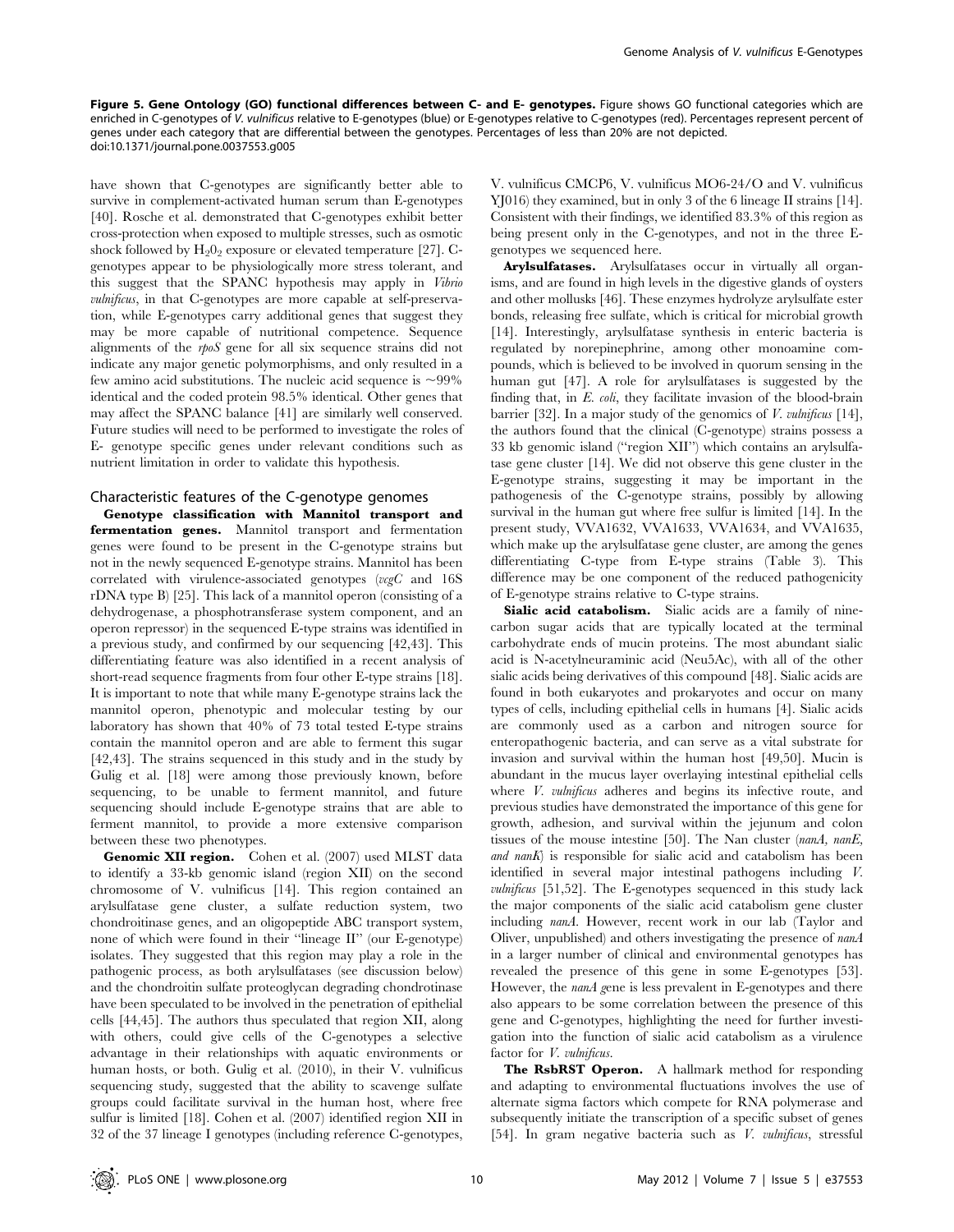**Figure 5. Gene Ontology (GO) functional differences between C- and E- genotypes.** Figure shows GO functional categories which are enriched in C-genotypes of *V. vulnificus* relative to E-genotypes (blue) or E-genotypes relative to C-genotypes (red). Percentages represent percent of genes under each category that are differential between the genotypes. Percentages of less than 20% are not depicted.
doi:10.1371/journal.pone.0037553.g005

have shown that C-genotypes are significantly better able to survive in complement-activated human serum than E-genotypes [40]. Rosche et al. demonstrated that C-genotypes exhibit better cross-protection when exposed to multiple stresses, such as osmotic shock followed by $H_2O_2$ exposure or elevated temperature [27]. C-genotypes appear to be physiologically more stress tolerant, and this suggest that the SPANC hypothesis may apply in *Vibrio vulnificus*, in that C-genotypes are more capable at self-preservation, while E-genotypes carry additional genes that suggest they may be more capable of nutritional competence. Sequence alignments of the *rpoS* gene for all six sequence strains did not indicate any major genetic polymorphisms, and only resulted in a few amino acid substitutions. The nucleic acid sequence is ~99% identical and the coded protein 98.5% identical. Other genes that may affect the SPANC balance [41] are similarly well conserved. Future studies will need to be performed to investigate the roles of E- genotype specific genes under relevant conditions such as nutrient limitation in order to validate this hypothesis.

## Characteristic features of the C-genotype genomes

**Genotype classification with Mannitol transport and fermentation genes.** Mannitol transport and fermentation genes were found to be present in the C-genotype strains but not in the newly sequenced E-genotype strains. Mannitol has been correlated with virulence-associated genotypes (*vcgC* and 16S rDNA type B) [25]. This lack of a mannitol operon (consisting of a dehydrogenase, a phosphotransferase system component, and an operon repressor) in the sequenced E-type strains was identified in a previous study, and confirmed by our sequencing [42,43]. This differentiating feature was also identified in a recent analysis of short-read sequence fragments from four other E-type strains [18]. It is important to note that while many E-genotype strains lack the mannitol operon, phenotypic and molecular testing by our laboratory has shown that 40% of 73 total tested E-type strains contain the mannitol operon and are able to ferment this sugar [42,43]. The strains sequenced in this study and in the study by Gulig et al. [18] were among those previously known, before sequencing, to be unable to ferment mannitol, and future sequencing should include E-genotype strains that are able to ferment mannitol, to provide a more extensive comparison between these two phenotypes.

**Genomic XII region.** Cohen et al. (2007) used MLST data to identify a 33-kb genomic island (region XII) on the second chromosome of V. vulnificus [14]. This region contained an arylsulfatase gene cluster, a sulfate reduction system, two chondroitinase genes, and an oligopeptide ABC transport system, none of which were found in their "lineage II" (our E-genotype) isolates. They suggested that this region may play a role in the pathogenic process, as both arylsulfatases (see discussion below) and the chondroitin sulfate proteoglycan degrading chondrotinase have been speculated to be involved in the penetration of epithelial cells [44,45]. The authors thus speculated that region XII, along with others, could give cells of the C-genotypes a selective advantage in their relationships with aquatic environments or human hosts, or both. Gulig et al. (2010), in their V. vulnificus sequencing study, suggested that the ability to scavenge sulfate groups could facilitate survival in the human host, where free sulfur is limited [18]. Cohen et al. (2007) identified region XII in 32 of the 37 lineage I genotypes (including reference C-genotypes, V. vulnificus CMCP6, V. vulnificus MO6-24/O and V. vulnificus YJ016) they examined, but in only 3 of the 6 lineage II strains [14]. Consistent with their findings, we identified 83.3% of this region as being present only in the C-genotypes, and not in the three E-genotypes we sequenced here.

**Arylsulfatases.** Arylsulfatases occur in virtually all organisms, and are found in high levels in the digestive glands of oysters and other mollusks [46]. These enzymes hydrolyze arylsulfate ester bonds, releasing free sulfate, which is critical for microbial growth [14]. Interestingly, arylsulfatase synthesis in enteric bacteria is regulated by norepinephrine, among other monoamine compounds, which is believed to be involved in quorum sensing in the human gut [47]. A role for arylsulfatases is suggested by the finding that, in *E. coli*, they facilitate invasion of the blood-brain barrier [32]. In a major study of the genomics of *V. vulnificus* [14], the authors found that the clinical (C-genotype) strains possess a 33 kb genomic island ("region XII") which contains an arylsulfatase gene cluster [14]. We did not observe this gene cluster in the E-genotype strains, suggesting it may be important in the pathogenesis of the C-genotype strains, possibly by allowing survival in the human gut where free sulfur is limited [14]. In the present study, VVA1632, VVA1633, VVA1634, and VVA1635, which make up the arylsulfatase gene cluster, are among the genes differentiating C-type from E-type strains (Table 3). This difference may be one component of the reduced pathogenicity of E-genotype strains relative to C-type strains.

**Sialic acid catabolism.** Sialic acids are a family of nine-carbon sugar acids that are typically located at the terminal carbohydrate ends of mucin proteins. The most abundant sialic acid is N-acetylneuraminic acid (Neu5Ac), with all of the other sialic acids being derivatives of this compound [48]. Sialic acids are found in both eukaryotes and prokaryotes and occur on many types of cells, including epithelial cells in humans [4]. Sialic acids are commonly used as a carbon and nitrogen source for enteropathogenic bacteria, and can serve as a vital substrate for invasion and survival within the human host [49,50]. Mucin is abundant in the mucus layer overlaying intestinal epithelial cells where *V. vulnificus* adheres and begins its infective route, and previous studies have demonstrated the importance of this gene for growth, adhesion, and survival within the jejunum and colon tissues of the mouse intestine [50]. The Nan cluster (*nanA, nanE, and nanK*) is responsible for sialic acid and catabolism has been identified in several major intestinal pathogens including *V. vulnificus* [51,52]. The E-genotypes sequenced in this study lack the major components of the sialic acid catabolism gene cluster including *nanA*. However, recent work in our lab (Taylor and Oliver, unpublished) and others investigating the presence of *nanA* in a larger number of clinical and environmental genotypes has revealed the presence of this gene in some E-genotypes [53]. However, the *nanA g*ene is less prevalent in E-genotypes and there also appears to be some correlation between the presence of this gene and C-genotypes, highlighting the need for further investigation into the function of sialic acid catabolism as a virulence factor for *V. vulnificus*.

**The RsbRST Operon.** A hallmark method for responding and adapting to environmental fluctuations involves the use of alternate sigma factors which compete for RNA polymerase and subsequently initiate the transcription of a specific subset of genes [54]. In gram negative bacteria such as *V. vulnificus*, stressful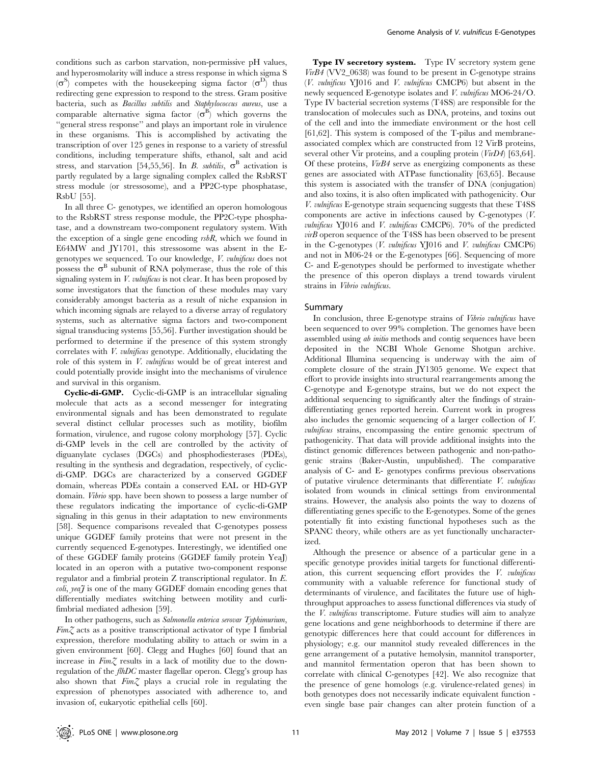conditions such as carbon starvation, non-permissive pH values, and hyperosmolarity will induce a stress response in which sigma S ($\sigma^S$) competes with the housekeeping sigma factor ($\sigma^D$) thus redirecting gene expression to respond to the stress. Gram positive bacteria, such as *Bacillus subtilis* and *Staphylococcus aureus*, use a comparable alternative sigma factor ($\sigma^B$) which governs the "general stress response" and plays an important role in virulence in these organisms. This is accomplished by activating the transcription of over 125 genes in response to a variety of stressful conditions, including temperature shifts, ethanol, salt and acid stress, and starvation [54,55,56]. In *B. subtilis*, $\sigma^B$ activation is partly regulated by a large signaling complex called the RsbRST stress module (or stressosome), and a PP2C-type phosphatase, RsbU [55].

In all three C- genotypes, we identified an operon homologous to the RsbRST stress response module, the PP2C-type phosphatase, and a downstream two-component regulatory system. With the exception of a single gene encoding *rsbR*, which we found in E64MW and JY1701, this stressosome was absent in the E-genotypes we sequenced. To our knowledge, *V. vulnificus* does not possess the $\sigma^B$ subunit of RNA polymerase, thus the role of this signaling system in *V. vulnificus* is not clear. It has been proposed by some investigators that the function of these modules may vary considerably amongst bacteria as a result of niche expansion in which incoming signals are relayed to a diverse array of regulatory systems, such as alternative sigma factors and two-component signal transducing systems [55,56]. Further investigation should be performed to determine if the presence of this system strongly correlates with *V. vulnificus* genotype. Additionally, elucidating the role of this system in *V. vulnificus* would be of great interest and could potentially provide insight into the mechanisms of virulence and survival in this organism.

**Cyclic-di-GMP.** Cyclic-di-GMP is an intracellular signaling molecule that acts as a second messenger for integrating environmental signals and has been demonstrated to regulate several distinct cellular processes such as motility, biofilm formation, virulence, and rugose colony morphology [57]. Cyclic di-GMP levels in the cell are controlled by the activity of diguanylate cyclases (DGCs) and phosphodiesterases (PDEs), resulting in the synthesis and degradation, respectively, of cyclic-di-GMP. DGCs are characterized by a conserved GGDEF domain, whereas PDEs contain a conserved EAL or HD-GYP domain. *Vibrio* spp. have been shown to possess a large number of these regulators indicating the importance of cyclic-di-GMP signaling in this genus in their adaptation to new environments [58]. Sequence comparisons revealed that C-genotypes possess unique GGDEF family proteins that were not present in the currently sequenced E-genotypes. Interestingly, we identified one of these GGDEF family proteins (GGDEF family protein YeaJ) located in an operon with a putative two-component response regulator and a fimbrial protein Z transcriptional regulator. In *E. coli*, *yeaJ* is one of the many GGDEF domain encoding genes that differentially mediates switching between motility and curli-fimbrial mediated adhesion [59].

In other pathogens, such as *Salmonella enterica serovar Typhimurium*, *FimZ* acts as a positive transcriptional activator of type I fimbrial expression, therefore modulating ability to attach or swim in a given environment [60]. Clegg and Hughes [60] found that an increase in *FimZ* results in a lack of motility due to the down-regulation of the *flhDC* master flagellar operon. Clegg's group has also shown that *FimZ* plays a crucial role in regulating the expression of phenotypes associated with adherence to, and invasion of, eukaryotic epithelial cells [60].

**Type IV secretory system.** Type IV secretory system gene *VirB4* (VV2_0638) was found to be present in C-genotype strains (*V. vulnificus* YJ016 and *V. vulnificus* CMCP6) but absent in the newly sequenced E-genotype isolates and *V. vulnificus* MO6-24/O. Type IV bacterial secretion systems (T4SS) are responsible for the translocation of molecules such as DNA, proteins, and toxins out of the cell and into the immediate environment or the host cell [61,62]. This system is composed of the T-pilus and membrane-associated complex which are constructed from 12 VirB proteins, several other Vir proteins, and a coupling protein (*VirD4*) [63,64]. Of these proteins, *VirB4* serve as energizing components as these genes are associated with ATPase functionality [63,65]. Because this system is associated with the transfer of DNA (conjugation) and also toxins, it is also often implicated with pathogenicity. Our *V. vulnificus* E-genotype strain sequencing suggests that these T4SS components are active in infections caused by C-genotypes (*V. vulnificus* YJ016 and *V. vulnificus* CMCP6). 70% of the predicted *virB* operon sequence of the T4SS has been observed to be present in the C-genotypes (*V. vulnificus* YJ016 and *V. vulnificus* CMCP6) and not in M06-24 or the E-genotypes [66]. Sequencing of more C- and E-genotypes should be performed to investigate whether the presence of this operon displays a trend towards virulent strains in *Vibrio vulnificus*.

## Summary

In conclusion, three E-genotype strains of *Vibrio vulnificus* have been sequenced to over 99% completion. The genomes have been assembled using *ab initio* methods and contig sequences have been deposited in the NCBI Whole Genome Shotgun archive. Additional Illumina sequencing is underway with the aim of complete closure of the strain JY1305 genome. We expect that effort to provide insights into structural rearrangements among the C-genotype and E-genotype strains, but we do not expect the additional sequencing to significantly alter the findings of strain-differentiating genes reported herein. Current work in progress also includes the genomic sequencing of a larger collection of *V. vulnificus* strains, encompassing the entire genomic spectrum of pathogenicity. That data will provide additional insights into the distinct genomic differences between pathogenic and non-pathogenic strains (Baker-Austin, unpublished). The comparative analysis of C- and E- genotypes confirms previous observations of putative virulence determinants that differentiate *V. vulnificus* isolated from wounds in clinical settings from environmental strains. However, the analysis also points the way to dozens of differentiating genes specific to the E-genotypes. Some of the genes potentially fit into existing functional hypotheses such as the SPANC theory, while others are as yet functionally uncharacterized.

Although the presence or absence of a particular gene in a specific genotype provides initial targets for functional differentiation, this current sequencing effort provides the *V. vulnificus* community with a valuable reference for functional study of determinants of virulence, and facilitates the future use of high-throughput approaches to assess functional differences via study of the *V. vulnificus* transcriptome. Future studies will aim to analyze gene locations and gene neighborhoods to determine if there are genotypic differences here that could account for differences in physiology; e.g. our mannitol study revealed differences in the gene arrangement of a putative hemolysin, mannitol transporter, and mannitol fermentation operon that has been shown to correlate with clinical C-genotypes [42]. We also recognize that the presence of gene homologs (e.g. virulence-related genes) in both genotypes does not necessarily indicate equivalent function - even single base pair changes can alter protein function of a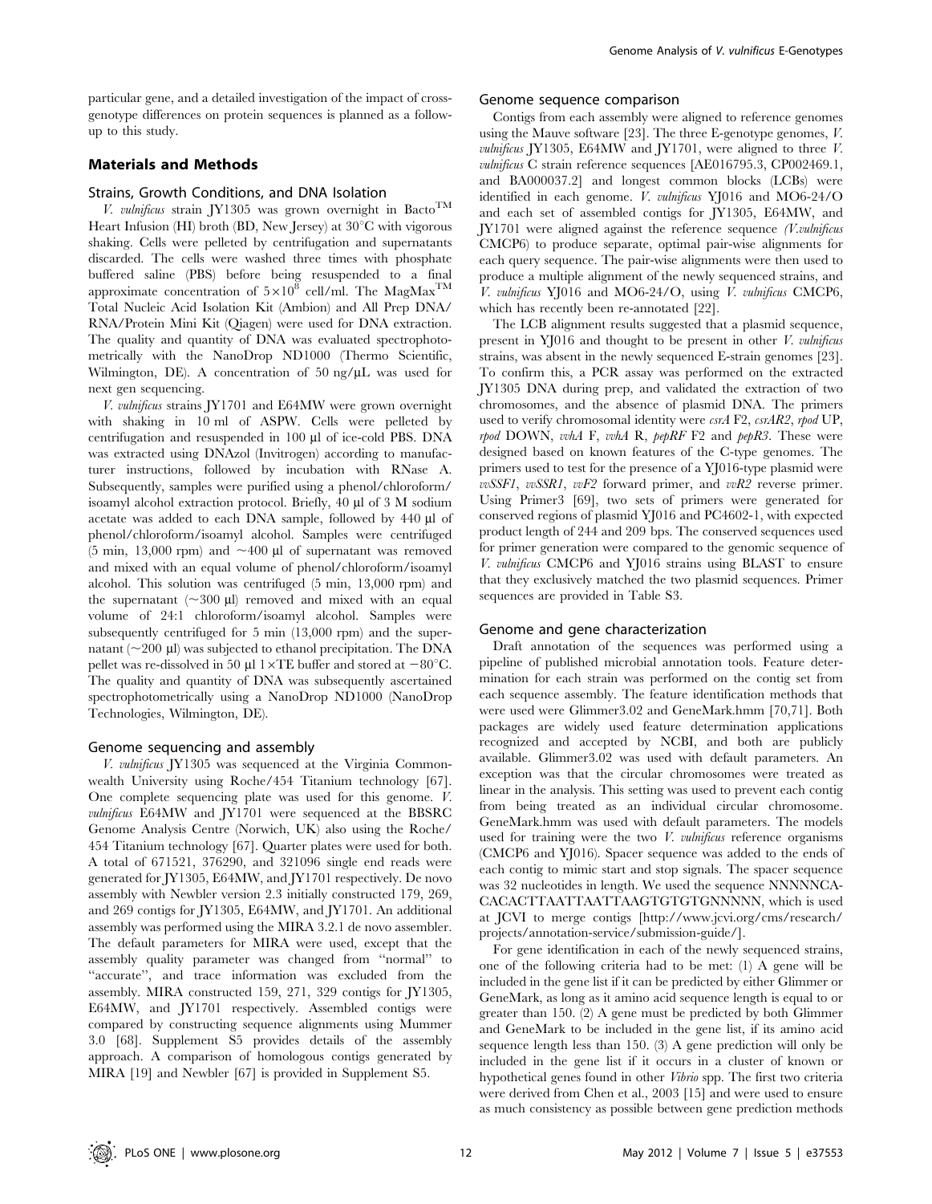particular gene, and a detailed investigation of the impact of cross-genotype differences on protein sequences is planned as a follow-up to this study.

## Materials and Methods

### Strains, Growth Conditions, and DNA Isolation

*V. vulnificus* strain JY1305 was grown overnight in Bacto™ Heart Infusion (HI) broth (BD, New Jersey) at 30°C with vigorous shaking. Cells were pelleted by centrifugation and supernatants discarded. The cells were washed three times with phosphate buffered saline (PBS) before being resuspended to a final approximate concentration of $5\times10^{8}$ cell/ml. The MagMax™ Total Nucleic Acid Isolation Kit (Ambion) and All Prep DNA/RNA/Protein Mini Kit (Qiagen) were used for DNA extraction. The quality and quantity of DNA was evaluated spectrophotometrically with the NanoDrop ND1000 (Thermo Scientific, Wilmington, DE). A concentration of 50 ng/µL was used for next gen sequencing.

*V. vulnificus* strains JY1701 and E64MW were grown overnight with shaking in 10 ml of ASPW. Cells were pelleted by centrifugation and resuspended in 100 µl of ice-cold PBS. DNA was extracted using DNAzol (Invitrogen) according to manufacturer instructions, followed by incubation with RNase A. Subsequently, samples were purified using a phenol/chloroform/isoamyl alcohol extraction protocol. Briefly, 40 µl of 3 M sodium acetate was added to each DNA sample, followed by 440 µl of phenol/chloroform/isoamyl alcohol. Samples were centrifuged (5 min, 13,000 rpm) and ~400 µl of supernatant was removed and mixed with an equal volume of phenol/chloroform/isoamyl alcohol. This solution was centrifuged (5 min, 13,000 rpm) and the supernatant (~300 µl) removed and mixed with an equal volume of 24:1 chloroform/isoamyl alcohol. Samples were subsequently centrifuged for 5 min (13,000 rpm) and the supernatant (~200 µl) was subjected to ethanol precipitation. The DNA pellet was re-dissolved in 50 µl 1×TE buffer and stored at −80°C. The quality and quantity of DNA was subsequently ascertained spectrophotometrically using a NanoDrop ND1000 (NanoDrop Technologies, Wilmington, DE).

### Genome sequencing and assembly

*V. vulnificus* JY1305 was sequenced at the Virginia Commonwealth University using Roche/454 Titanium technology [67]. One complete sequencing plate was used for this genome. *V. vulnificus* E64MW and JY1701 were sequenced at the BBSRC Genome Analysis Centre (Norwich, UK) also using the Roche/454 Titanium technology [67]. Quarter plates were used for both. A total of 671521, 376290, and 321096 single end reads were generated for JY1305, E64MW, and JY1701 respectively. De novo assembly with Newbler version 2.3 initially constructed 179, 269, and 269 contigs for JY1305, E64MW, and JY1701. An additional assembly was performed using the MIRA 3.2.1 de novo assembler. The default parameters for MIRA were used, except that the assembly quality parameter was changed from "normal" to "accurate", and trace information was excluded from the assembly. MIRA constructed 159, 271, 329 contigs for JY1305, E64MW, and JY1701 respectively. Assembled contigs were compared by constructing sequence alignments using Mummer 3.0 [68]. Supplement S5 provides details of the assembly approach. A comparison of homologous contigs generated by MIRA [19] and Newbler [67] is provided in Supplement S5.

### Genome sequence comparison

Contigs from each assembly were aligned to reference genomes using the Mauve software [23]. The three E-genotype genomes, *V. vulnificus* JY1305, E64MW and JY1701, were aligned to three *V. vulnificus* C strain reference sequences [AE016795.3, CP002469.1, and BA000037.2] and longest common blocks (LCBs) were identified in each genome. *V. vulnificus* YJ016 and MO6-24/O and each set of assembled contigs for JY1305, E64MW, and JY1701 were aligned against the reference sequence *(V.vulnificus* CMCP6) to produce separate, optimal pair-wise alignments for each query sequence. The pair-wise alignments were then used to produce a multiple alignment of the newly sequenced strains, and *V. vulnificus* YJ016 and MO6-24/O, using *V. vulnificus* CMCP6, which has recently been re-annotated [22].

The LCB alignment results suggested that a plasmid sequence, present in YJ016 and thought to be present in other *V. vulnificus* strains, was absent in the newly sequenced E-strain genomes [23]. To confirm this, a PCR assay was performed on the extracted JY1305 DNA during prep, and validated the extraction of two chromosomes, and the absence of plasmid DNA. The primers used to verify chromosomal identity were *csrA* F2, *csrAR2*, *rpod* UP, *rpod* DOWN, *vvhA* F, *vvhA* R, *pepRF* F2 and *pepR3*. These were designed based on known features of the C-type genomes. The primers used to test for the presence of a YJ016-type plasmid were *vvSSF1*, *vvSSR1*, *vvF2* forward primer, and *vvR2* reverse primer. Using Primer3 [69], two sets of primers were generated for conserved regions of plasmid YJ016 and PC4602-1, with expected product length of 244 and 209 bps. The conserved sequences used for primer generation were compared to the genomic sequence of *V. vulnificus* CMCP6 and YJ016 strains using BLAST to ensure that they exclusively matched the two plasmid sequences. Primer sequences are provided in Table S3.

### Genome and gene characterization

Draft annotation of the sequences was performed using a pipeline of published microbial annotation tools. Feature determination for each strain was performed on the contig set from each sequence assembly. The feature identification methods that were used were Glimmer3.02 and GeneMark.hmm [70,71]. Both packages are widely used feature determination applications recognized and accepted by NCBI, and both are publicly available. Glimmer3.02 was used with default parameters. An exception was that the circular chromosomes were treated as linear in the analysis. This setting was used to prevent each contig from being treated as an individual circular chromosome. GeneMark.hmm was used with default parameters. The models used for training were the two *V. vulnificus* reference organisms (CMCP6 and YJ016). Spacer sequence was added to the ends of each contig to mimic start and stop signals. The spacer sequence was 32 nucleotides in length. We used the sequence NNNNNCA-CACACTTAATTAATTAAGTGTGTGNNNNN, which is used at JCVI to merge contigs [http://www.jcvi.org/cms/research/projects/annotation-service/submission-guide/].

For gene identification in each of the newly sequenced strains, one of the following criteria had to be met: (1) A gene will be included in the gene list if it can be predicted by either Glimmer or GeneMark, as long as it amino acid sequence length is equal to or greater than 150. (2) A gene must be predicted by both Glimmer and GeneMark to be included in the gene list, if its amino acid sequence length less than 150. (3) A gene prediction will only be included in the gene list if it occurs in a cluster of known or hypothetical genes found in other *Vibrio* spp. The first two criteria were derived from Chen et al., 2003 [15] and were used to ensure as much consistency as possible between gene prediction methods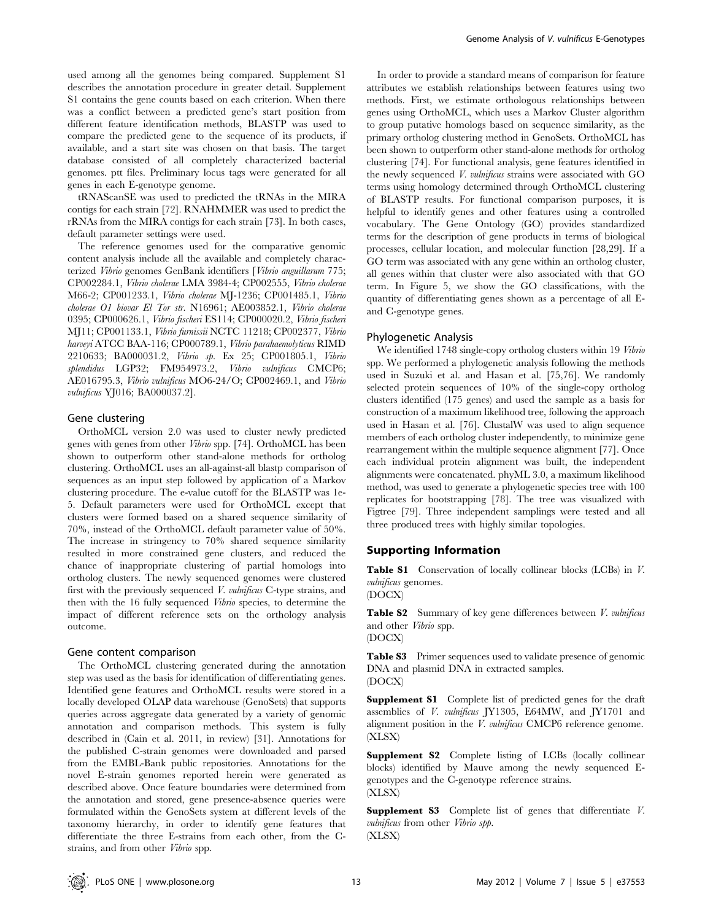used among all the genomes being compared. Supplement S1 describes the annotation procedure in greater detail. Supplement S1 contains the gene counts based on each criterion. When there was a conflict between a predicted gene's start position from different feature identification methods, BLASTP was used to compare the predicted gene to the sequence of its products, if available, and a start site was chosen on that basis. The target database consisted of all completely characterized bacterial genomes. ptt files. Preliminary locus tags were generated for all genes in each E-genotype genome.

tRNAScanSE was used to predicted the tRNAs in the MIRA contigs for each strain [72]. RNAHMMER was used to predict the rRNAs from the MIRA contigs for each strain [73]. In both cases, default parameter settings were used.

The reference genomes used for the comparative genomic content analysis include all the available and completely characterized *Vibrio* genomes GenBank identifiers [*Vibrio anguillarum* 775; CP002284.1, *Vibrio cholerae* LMA 3984-4; CP002555, *Vibrio cholerae* M66-2; CP001233.1, *Vibrio cholerae* MJ-1236; CP001485.1, *Vibrio cholerae O1 biovar El Tor str.* N16961; AE003852.1, *Vibrio cholerae* 0395; CP000626.1, *Vibrio fischeri* ES114; CP000020.2, *Vibrio fischeri* MJ11; CP001133.1, *Vibrio furnissii* NCTC 11218; CP002377, *Vibrio harveyi* ATCC BAA-116; CP000789.1, *Vibrio parahaemolyticus* RIMD 2210633; BA000031.2, *Vibrio sp.* Ex 25; CP001805.1, *Vibrio splendidus* LGP32; FM954973.2, *Vibrio vulnificus* CMCP6; AE016795.3, *Vibrio vulnificus* MO6-24/O; CP002469.1, and *Vibrio vulnificus* YJ016; BA000037.2].

### Gene clustering

OrthoMCL version 2.0 was used to cluster newly predicted genes with genes from other *Vibrio* spp. [74]. OrthoMCL has been shown to outperform other stand-alone methods for ortholog clustering. OrthoMCL uses an all-against-all blastp comparison of sequences as an input step followed by application of a Markov clustering procedure. The e-value cutoff for the BLASTP was 1e-5. Default parameters were used for OrthoMCL except that clusters were formed based on a shared sequence similarity of 70%, instead of the OrthoMCL default parameter value of 50%. The increase in stringency to 70% shared sequence similarity resulted in more constrained gene clusters, and reduced the chance of inappropriate clustering of partial homologs into ortholog clusters. The newly sequenced genomes were clustered first with the previously sequenced *V. vulnificus* C-type strains, and then with the 16 fully sequenced *Vibrio* species, to determine the impact of different reference sets on the orthology analysis outcome.

### Gene content comparison

The OrthoMCL clustering generated during the annotation step was used as the basis for identification of differentiating genes. Identified gene features and OrthoMCL results were stored in a locally developed OLAP data warehouse (GenoSets) that supports queries across aggregate data generated by a variety of genomic annotation and comparison methods. This system is fully described in (Cain et al. 2011, in review) [31]. Annotations for the published C-strain genomes were downloaded and parsed from the EMBL-Bank public repositories. Annotations for the novel E-strain genomes reported herein were generated as described above. Once feature boundaries were determined from the annotation and stored, gene presence-absence queries were formulated within the GenoSets system at different levels of the taxonomy hierarchy, in order to identify gene features that differentiate the three E-strains from each other, from the C-strains, and from other *Vibrio* spp.

In order to provide a standard means of comparison for feature attributes we establish relationships between features using two methods. First, we estimate orthologous relationships between genes using OrthoMCL, which uses a Markov Cluster algorithm to group putative homologs based on sequence similarity, as the primary ortholog clustering method in GenoSets. OrthoMCL has been shown to outperform other stand-alone methods for ortholog clustering [74]. For functional analysis, gene features identified in the newly sequenced *V. vulnificus* strains were associated with GO terms using homology determined through OrthoMCL clustering of BLASTP results. For functional comparison purposes, it is helpful to identify genes and other features using a controlled vocabulary. The Gene Ontology (GO) provides standardized terms for the description of gene products in terms of biological processes, cellular location, and molecular function [28,29]. If a GO term was associated with any gene within an ortholog cluster, all genes within that cluster were also associated with that GO term. In Figure 5, we show the GO classifications, with the quantity of differentiating genes shown as a percentage of all E- and C-genotype genes.

### Phylogenetic Analysis

We identified 1748 single-copy ortholog clusters within 19 *Vibrio* spp. We performed a phylogenetic analysis following the methods used in Suzuki et al. and Hasan et al. [75,76]. We randomly selected protein sequences of 10% of the single-copy ortholog clusters identified (175 genes) and used the sample as a basis for construction of a maximum likelihood tree, following the approach used in Hasan et al. [76]. ClustalW was used to align sequence members of each ortholog cluster independently, to minimize gene rearrangement within the multiple sequence alignment [77]. Once each individual protein alignment was built, the independent alignments were concatenated. phyML 3.0, a maximum likelihood method, was used to generate a phylogenetic species tree with 100 replicates for bootstrapping [78]. The tree was visualized with Figtree [79]. Three independent samplings were tested and all three produced trees with highly similar topologies.

## Supporting Information

**Table S1** Conservation of locally collinear blocks (LCBs) in *V. vulnificus* genomes.
(DOCX)

**Table S2** Summary of key gene differences between *V. vulnificus* and other *Vibrio* spp.
(DOCX)

**Table S3** Primer sequences used to validate presence of genomic DNA and plasmid DNA in extracted samples.
(DOCX)

**Supplement S1** Complete list of predicted genes for the draft assemblies of *V. vulnificus* JY1305, E64MW, and JY1701 and alignment position in the *V. vulnificus* CMCP6 reference genome.
(XLSX)

**Supplement S2** Complete listing of LCBs (locally collinear blocks) identified by Mauve among the newly sequenced E-genotypes and the C-genotype reference strains.
(XLSX)

**Supplement S3** Complete list of genes that differentiate *V. vulnificus* from other *Vibrio spp.*
(XLSX)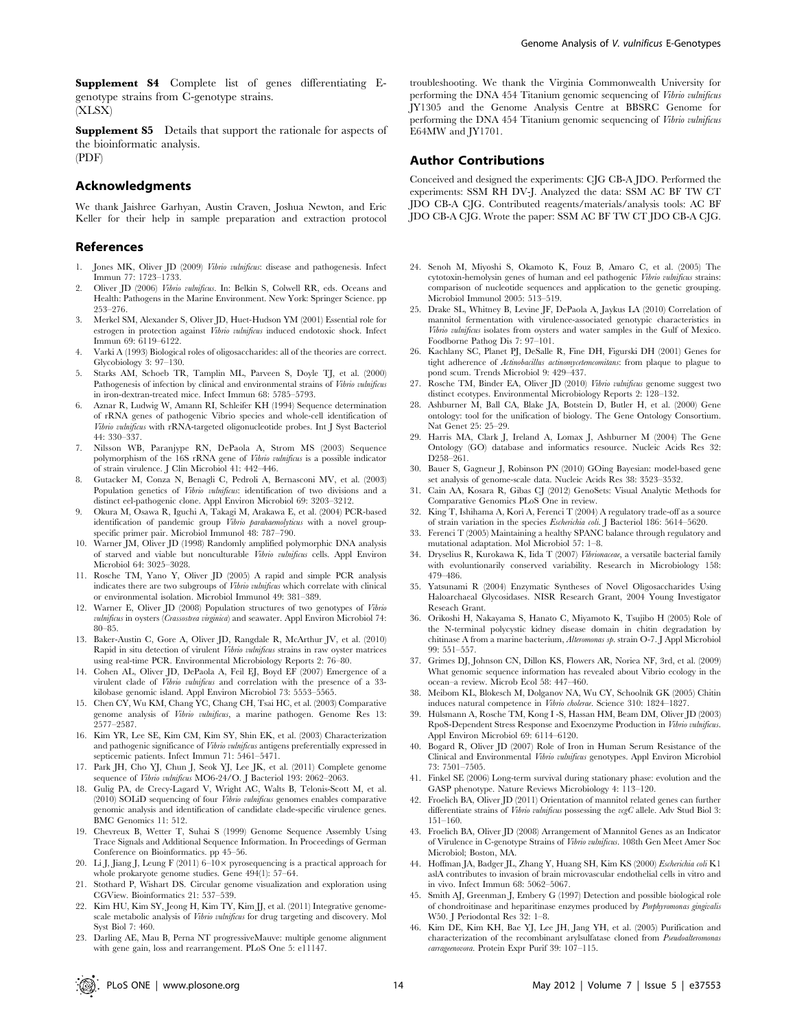**Supplement S4** Complete list of genes differentiating E-genotype strains from C-genotype strains.
(XLSX)

**Supplement S5** Details that support the rationale for aspects of the bioinformatic analysis.
(PDF)

## Acknowledgments

We thank Jaishree Garhyan, Austin Craven, Joshua Newton, and Eric Keller for their help in sample preparation and extraction protocol troubleshooting. We thank the Virginia Commonwealth University for performing the DNA 454 Titanium genomic sequencing of *Vibrio vulnificus* JY1305 and the Genome Analysis Centre at BBSRC Genome for performing the DNA 454 Titanium genomic sequencing of *Vibrio vulnificus* E64MW and JY1701.

## Author Contributions

Conceived and designed the experiments: CJG CB-A JDO. Performed the experiments: SSM RH DV-J. Analyzed the data: SSM AC BF TW CT JDO CB-A CJG. Contributed reagents/materials/analysis tools: AC BF JDO CB-A CJG. Wrote the paper: SSM AC BF TW CT JDO CB-A CJG.

## References

1. Jones MK, Oliver JD (2009) *Vibrio vulnificus*: disease and pathogenesis. Infect Immun 77: 1723–1733.
2. Oliver JD (2006) *Vibrio vulnificus*. In: Belkin S, Colwell RR, eds. Oceans and Health: Pathogens in the Marine Environment. New York: Springer Science. pp 253–276.
3. Merkel SM, Alexander S, Oliver JD, Huet-Hudson YM (2001) Essential role for estrogen in protection against *Vibrio vulnificus* induced endotoxic shock. Infect Immun 69: 6119–6122.
4. Varki A (1993) Biological roles of oligosaccharides: all of the theories are correct. Glycobiology 3: 97–130.
5. Starks AM, Schoeb TR, Tamplin ML, Parveen S, Doyle TJ, et al. (2000) Pathogenesis of infection by clinical and environmental strains of *Vibrio vulnificus* in iron-dextran-treated mice. Infect Immun 68: 5785–5793.
6. Aznar R, Ludwig W, Amann RI, Schleifer KH (1994) Sequence determination of rRNA genes of pathogenic Vibrio species and whole-cell identification of *Vibrio vulnificus* with rRNA-targeted oligonucleotide probes. Int J Syst Bacteriol 44: 330–337.
7. Nilsson WB, Paranjype RN, DePaola A, Strom MS (2003) Sequence polymorphism of the 16S rRNA gene of *Vibrio vulnificus* is a possible indicator of strain virulence. J Clin Microbiol 41: 442–446.
8. Gutacker M, Conza N, Benagli C, Pedroli A, Bernasconi MV, et al. (2003) Population genetics of *Vibrio vulnificus*: identification of two divisions and a distinct eel-pathogenic clone. Appl Environ Microbiol 69: 3203–3212.
9. Okura M, Osawa R, Iguchi A, Takagi M, Arakawa E, et al. (2004) PCR-based identification of pandemic group *Vibrio parahaemolyticus* with a novel group-specific primer pair. Microbiol Immunol 48: 787–790.
10. Warner JM, Oliver JD (1998) Randomly amplified polymorphic DNA analysis of starved and viable but nonculturable *Vibrio vulnificus* cells. Appl Environ Microbiol 64: 3025–3028.
11. Rosche TM, Yano Y, Oliver JD (2005) A rapid and simple PCR analysis indicates there are two subgroups of *Vibrio vulnificus* which correlate with clinical or environmental isolation. Microbiol Immunol 49: 381–389.
12. Warner E, Oliver JD (2008) Population structures of two genotypes of *Vibrio vulnificus* in oysters (*Crassostrea virginica*) and seawater. Appl Environ Microbiol 74: 80–85.
13. Baker-Austin C, Gore A, Oliver JD, Rangdale R, McArthur JV, et al. (2010) Rapid in situ detection of virulent *Vibrio vulnificus* strains in raw oyster matrices using real-time PCR. Environmental Microbiology Reports 2: 76–80.
14. Cohen AL, Oliver JD, DePaola A, Feil EJ, Boyd EF (2007) Emergence of a virulent clade of *Vibrio vulnificus* and correlation with the presence of a 33-kilobase genomic island. Appl Environ Microbiol 73: 5553–5565.
15. Chen CY, Wu KM, Chang YC, Chang CH, Tsai HC, et al. (2003) Comparative genome analysis of *Vibrio vulnificus*, a marine pathogen. Genome Res 13: 2577–2587.
16. Kim YR, Lee SE, Kim CM, Kim SY, Shin EK, et al. (2003) Characterization and pathogenic significance of *Vibrio vulnificus* antigens preferentially expressed in septicemic patients. Infect Immun 71: 5461–5471.
17. Park JH, Cho YJ, Chun J, Seok YJ, Lee JK, et al. (2011) Complete genome sequence of *Vibrio vulnificus* MO6-24/O. J Bacteriol 193: 2062–2063.
18. Gulig PA, de Crecy-Lagard V, Wright AC, Walts B, Telonis-Scott M, et al. (2010) SOLiD sequencing of four *Vibrio vulnificus* genomes enables comparative genomic analysis and identification of candidate clade-specific virulence genes. BMC Genomics 11: 512.
19. Chevreux B, Wetter T, Suhai S (1999) Genome Sequence Assembly Using Trace Signals and Additional Sequence Information. In Proceedings of German Conference on Bioinformatics. pp 45–56.
20. Li J, Jiang J, Leung F (2011) 6–10× pyrosequencing is a practical approach for whole prokaryote genome studies. Gene 494(1): 57–64.
21. Stothard P, Wishart DS. Circular genome visualization and exploration using CGView. Bioinformatics 21: 537–539.
22. Kim HU, Kim SY, Jeong H, Kim TY, Kim JJ, et al. (2011) Integrative genome-scale metabolic analysis of *Vibrio vulnificus* for drug targeting and discovery. Mol Syst Biol 7: 460.
23. Darling AE, Mau B, Perna NT progressiveMauve: multiple genome alignment with gene gain, loss and rearrangement. PLoS One 5: e11147.
24. Senoh M, Miyoshi S, Okamoto K, Fouz B, Amaro C, et al. (2005) The cytotoxin-hemolysin genes of human and eel pathogenic *Vibrio vulnificus* strains: comparison of nucleotide sequences and application to the genetic grouping. Microbiol Immunol 2005: 513–519.
25. Drake SL, Whitney B, Levine JF, DePaola A, Jaykus LA (2010) Correlation of mannitol fermentation with virulence-associated genotypic characteristics in *Vibrio vulnificus* isolates from oysters and water samples in the Gulf of Mexico. Foodborne Pathog Dis 7: 97–101.
26. Kachlany SC, Planet PJ, DeSalle R, Fine DH, Figurski DH (2001) Genes for tight adherence of *Actinobacillus actinomycetemcomitans*: from plaque to plague to pond scum. Trends Microbiol 9: 429–437.
27. Rosche TM, Binder EA, Oliver JD (2010) *Vibrio vulnificus* genome suggest two distinct ecotypes. Environmental Microbiology Reports 2: 128–132.
28. Ashburner M, Ball CA, Blake JA, Botstein D, Butler H, et al. (2000) Gene ontology: tool for the unification of biology. The Gene Ontology Consortium. Nat Genet 25: 25–29.
29. Harris MA, Clark J, Ireland A, Lomax J, Ashburner M (2004) The Gene Ontology (GO) database and informatics resource. Nucleic Acids Res 32: D258–261.
30. Bauer S, Gagneur J, Robinson PN (2010) GOing Bayesian: model-based gene set analysis of genome-scale data. Nucleic Acids Res 38: 3523–3532.
31. Cain AA, Kosara R, Gibas CJ (2012) GenoSets: Visual Analytic Methods for Comparative Genomics PLoS One in review.
32. King T, Ishihama A, Kori A, Ferenci T (2004) A regulatory trade-off as a source of strain variation in the species *Escherichia coli*. J Bacteriol 186: 5614–5620.
33. Ferenci T (2005) Maintaining a healthy SPANC balance through regulatory and mutational adaptation. Mol Microbiol 57: 1–8.
34. Dryselius R, Kurokawa K, Iida T (2007) *Vibrionaceae*, a versatile bacterial family with evoluntionarily conserved variability. Research in Microbiology 158: 479–486.
35. Yatsunami R (2004) Enzymatic Syntheses of Novel Oligosaccharides Using Haloarchaeal Glycosidases. NISR Research Grant, 2004 Young Investigator Reseach Grant.
36. Orikoshi H, Nakayama S, Hanato C, Miyamoto K, Tsujibo H (2005) Role of the N-terminal polycystic kidney disease domain in chitin degradation by chitinase A from a marine bacterium, *Alteromonas sp.* strain O-7. J Appl Microbiol 99: 551–557.
37. Grimes DJ, Johnson CN, Dillon KS, Flowers AR, Noriea NF, 3rd, et al. (2009) What genomic sequence information has revealed about Vibrio ecology in the ocean–a review. Microb Ecol 58: 447–460.
38. Meibom KL, Blokesch M, Dolganov NA, Wu CY, Schoolnik GK (2005) Chitin induces natural competence in *Vibrio cholerae*. Science 310: 1824–1827.
39. Hülsmann A, Rosche TM, Kong I -S, Hassan HM, Beam DM, Oliver JD (2003) RpoS-Dependent Stress Response and Exoenzyme Production in *Vibrio vulnificus*. Appl Environ Microbiol 69: 6114–6120.
40. Bogard R, Oliver JD (2007) Role of Iron in Human Serum Resistance of the Clinical and Environmental *Vibrio vulnificus* genotypes. Appl Environ Microbiol 73: 7501–7505.
41. Finkel SE (2006) Long-term survival during stationary phase: evolution and the GASP phenotype. Nature Reviews Microbiology 4: 113–120.
42. Froelich BA, Oliver JD (2011) Orientation of mannitol related genes can further differentiate strains of *Vibrio vulnificus* possessing the *vcgC* allele. Adv Stud Biol 3: 151–160.
43. Froelich BA, Oliver JD (2008) Arrangement of Mannitol Genes as an Indicator of Virulence in C-genotype Strains of *Vibrio vulnificus*. 108th Gen Meet Amer Soc Microbiol; Boston, MA.
44. Hoffman JA, Badger JL, Zhang Y, Huang SH, Kim KS (2000) *Escherichia coli* K1 aslA contributes to invasion of brain microvascular endothelial cells in vitro and in vivo. Infect Immun 68: 5062–5067.
45. Smith AJ, Greenman J, Embery G (1997) Detection and possible biological role of chondroitinase and heparitinase enzymes produced by *Porphyromonas gingivalis* W50. J Periodontal Res 32: 1–8.
46. Kim DE, Kim KH, Bae YJ, Lee JH, Jang YH, et al. (2005) Purification and characterization of the recombinant arylsulfatase cloned from *Pseudoalteromonas carrageenovora*. Protein Expr Purif 39: 107–115.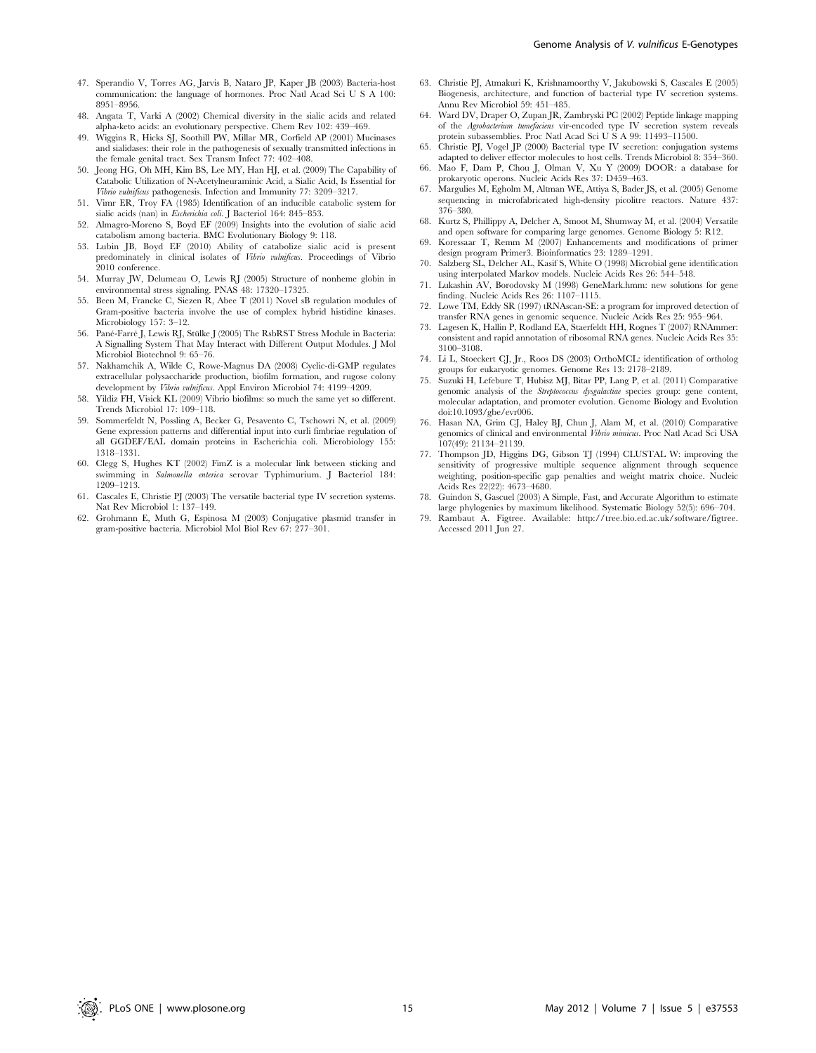47. Sperandio V, Torres AG, Jarvis B, Nataro JP, Kaper JB (2003) Bacteria-host communication: the language of hormones. Proc Natl Acad Sci U S A 100: 8951–8956.
48. Angata T, Varki A (2002) Chemical diversity in the sialic acids and related alpha-keto acids: an evolutionary perspective. Chem Rev 102: 439–469.
49. Wiggins R, Hicks SJ, Soothill PW, Millar MR, Corfield AP (2001) Mucinases and sialidases: their role in the pathogenesis of sexually transmitted infections in the female genital tract. Sex Transm Infect 77: 402–408.
50. Jeong HG, Oh MH, Kim BS, Lee MY, Han HJ, et al. (2009) The Capability of Catabolic Utilization of N-Acetylneuraminic Acid, a Sialic Acid, Is Essential for *Vibrio vulnificus* pathogenesis. Infection and Immunity 77: 3209–3217.
51. Vimr ER, Troy FA (1985) Identification of an inducible catabolic system for sialic acids (nan) in *Escherichia coli*. J Bacteriol 164: 845–853.
52. Almagro-Moreno S, Boyd EF (2009) Insights into the evolution of sialic acid catabolism among bacteria. BMC Evolutionary Biology 9: 118.
53. Lubin JB, Boyd EF (2010) Ability of catabolize sialic acid is present predominately in clinical isolates of *Vibrio vulnificus*. Proceedings of Vibrio 2010 conference.
54. Murray JW, Delumeau O, Lewis RJ (2005) Structure of nonheme globin in environmental stress signaling. PNAS 48: 17320–17325.
55. Been M, Francke C, Siezen R, Abee T (2011) Novel sB regulation modules of Gram-positive bacteria involve the use of complex hybrid histidine kinases. Microbiology 157: 3–12.
56. Pané-Farré J, Lewis RJ, Stülke J (2005) The RsbRST Stress Module in Bacteria: A Signalling System That May Interact with Different Output Modules. J Mol Microbiol Biotechnol 9: 65–76.
57. Nakhamchik A, Wilde C, Rowe-Magnus DA (2008) Cyclic-di-GMP regulates extracellular polysaccharide production, biofilm formation, and rugose colony development by *Vibrio vulnificus*. Appl Environ Microbiol 74: 4199–4209.
58. Yildiz FH, Visick KL (2009) Vibrio biofilms: so much the same yet so different. Trends Microbiol 17: 109–118.
59. Sommerfeldt N, Possling A, Becker G, Pesavento C, Tschowri N, et al. (2009) Gene expression patterns and differential input into curli fimbriae regulation of all GGDEF/EAL domain proteins in Escherichia coli. Microbiology 155: 1318–1331.
60. Clegg S, Hughes KT (2002) FimZ is a molecular link between sticking and swimming in *Salmonella enterica* serovar Typhimurium. J Bacteriol 184: 1209–1213.
61. Cascales E, Christie PJ (2003) The versatile bacterial type IV secretion systems. Nat Rev Microbiol 1: 137–149.
62. Grohmann E, Muth G, Espinosa M (2003) Conjugative plasmid transfer in gram-positive bacteria. Microbiol Mol Biol Rev 67: 277–301.
63. Christie PJ, Atmakuri K, Krishnamoorthy V, Jakubowski S, Cascales E (2005) Biogenesis, architecture, and function of bacterial type IV secretion systems. Annu Rev Microbiol 59: 451–485.
64. Ward DV, Draper O, Zupan JR, Zambryski PC (2002) Peptide linkage mapping of the *Agrobacterium tumefaciens* vir-encoded type IV secretion system reveals protein subassemblies. Proc Natl Acad Sci U S A 99: 11493–11500.
65. Christie PJ, Vogel JP (2000) Bacterial type IV secretion: conjugation systems adapted to deliver effector molecules to host cells. Trends Microbiol 8: 354–360.
66. Mao F, Dam P, Chou J, Olman V, Xu Y (2009) DOOR: a database for prokaryotic operons. Nucleic Acids Res 37: D459–463.
67. Margulies M, Egholm M, Altman WE, Attiya S, Bader JS, et al. (2005) Genome sequencing in microfabricated high-density picolitre reactors. Nature 437: 376–380.
68. Kurtz S, Phillippy A, Delcher A, Smoot M, Shumway M, et al. (2004) Versatile and open software for comparing large genomes. Genome Biology 5: R12.
69. Koressaar T, Remm M (2007) Enhancements and modifications of primer design program Primer3. Bioinformatics 23: 1289–1291.
70. Salzberg SL, Delcher AL, Kasif S, White O (1998) Microbial gene identification using interpolated Markov models. Nucleic Acids Res 26: 544–548.
71. Lukashin AV, Borodovsky M (1998) GeneMark.hmm: new solutions for gene finding. Nucleic Acids Res 26: 1107–1115.
72. Lowe TM, Eddy SR (1997) tRNAscan-SE: a program for improved detection of transfer RNA genes in genomic sequence. Nucleic Acids Res 25: 955–964.
73. Lagesen K, Hallin P, Rodland EA, Staerfeldt HH, Rognes T (2007) RNAmmer: consistent and rapid annotation of ribosomal RNA genes. Nucleic Acids Res 35: 3100–3108.
74. Li L, Stoeckert CJ, Jr., Roos DS (2003) OrthoMCL: identification of ortholog groups for eukaryotic genomes. Genome Res 13: 2178–2189.
75. Suzuki H, Lefebure T, Hubisz MJ, Bitar PP, Lang P, et al. (2011) Comparative genomic analysis of the *Streptococcus dysgalactiae* species group: gene content, molecular adaptation, and promoter evolution. Genome Biology and Evolution doi:10.1093/gbe/evr006.
76. Hasan NA, Grim CJ, Haley BJ, Chun J, Alam M, et al. (2010) Comparative genomics of clinical and environmental *Vibrio mimicus*. Proc Natl Acad Sci USA 107(49): 21134–21139.
77. Thompson JD, Higgins DG, Gibson TJ (1994) CLUSTAL W: improving the sensitivity of progressive multiple sequence alignment through sequence weighting, position-specific gap penalties and weight matrix choice. Nucleic Acids Res 22(22): 4673–4680.
78. Guindon S, Gascuel (2003) A Simple, Fast, and Accurate Algorithm to estimate large phylogenies by maximum likelihood. Systematic Biology 52(5): 696–704.
79. Rambaut A. Figtree. Available: http://tree.bio.ed.ac.uk/software/figtree. Accessed 2011 Jun 27.